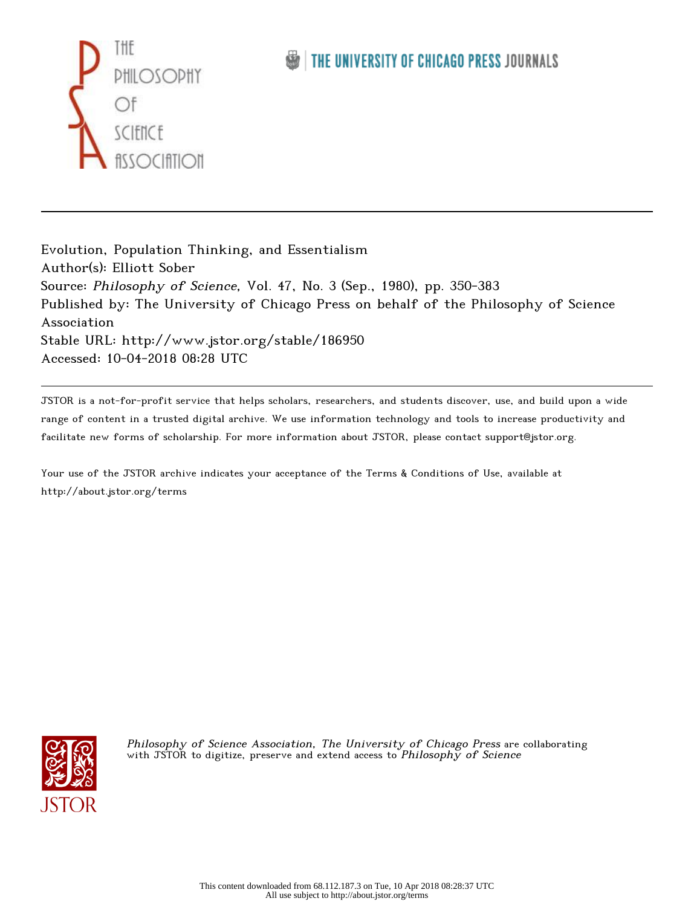Evolution, Population Thinking, and Essentialism
Author(s): Elliott Sober
Source: *Philosophy of Science*, Vol. 47, No. 3 (Sep., 1980), pp. 350-383
Published by: The University of Chicago Press on behalf of the Philosophy of Science Association
Stable URL: http://www.jstor.org/stable/186950
Accessed: 10-04-2018 08:28 UTC

JSTOR is a not-for-profit service that helps scholars, researchers, and students discover, use, and build upon a wide range of content in a trusted digital archive. We use information technology and tools to increase productivity and facilitate new forms of scholarship. For more information about JSTOR, please contact support@jstor.org.

Your use of the JSTOR archive indicates your acceptance of the Terms & Conditions of Use, available at http://about.jstor.org/terms

*Philosophy of Science Association, The University of Chicago Press* are collaborating with JSTOR to digitize, preserve and extend access to *Philosophy of Science*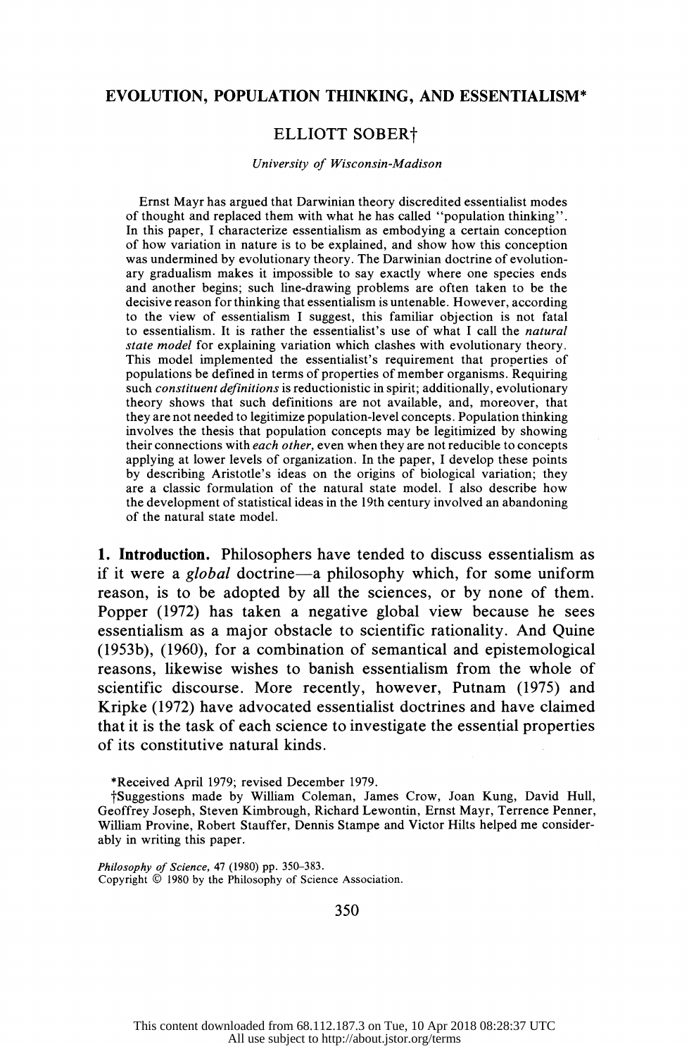# EVOLUTION, POPULATION THINKING, AND ESSENTIALISM*

## ELLIOTT SOBER†

*University of Wisconsin-Madison*

Ernst Mayr has argued that Darwinian theory discredited essentialist modes of thought and replaced them with what he has called "population thinking". In this paper, I characterize essentialism as embodying a certain conception of how variation in nature is to be explained, and show how this conception was undermined by evolutionary theory. The Darwinian doctrine of evolutionary gradualism makes it impossible to say exactly where one species ends and another begins; such line-drawing problems are often taken to be the decisive reason for thinking that essentialism is untenable. However, according to the view of essentialism I suggest, this familiar objection is not fatal to essentialism. It is rather the essentialist's use of what I call the *natural state model* for explaining variation which clashes with evolutionary theory. This model implemented the essentialist's requirement that properties of populations be defined in terms of properties of member organisms. Requiring such *constituent definitions* is reductionistic in spirit; additionally, evolutionary theory shows that such definitions are not available, and, moreover, that they are not needed to legitimize population-level concepts. Population thinking involves the thesis that population concepts may be legitimized by showing their connections with *each other*, even when they are not reducible to concepts applying at lower levels of organization. In the paper, I develop these points by describing Aristotle's ideas on the origins of biological variation; they are a classic formulation of the natural state model. I also describe how the development of statistical ideas in the 19th century involved an abandoning of the natural state model.

**1. Introduction.** Philosophers have tended to discuss essentialism as if it were a *global* doctrine—a philosophy which, for some uniform reason, is to be adopted by all the sciences, or by none of them. Popper (1972) has taken a negative global view because he sees essentialism as a major obstacle to scientific rationality. And Quine (1953b), (1960), for a combination of semantical and epistemological reasons, likewise wishes to banish essentialism from the whole of scientific discourse. More recently, however, Putnam (1975) and Kripke (1972) have advocated essentialist doctrines and have claimed that it is the task of each science to investigate the essential properties of its constitutive natural kinds.

*Received April 1979; revised December 1979.

†Suggestions made by William Coleman, James Crow, Joan Kung, David Hull, Geoffrey Joseph, Steven Kimbrough, Richard Lewontin, Ernst Mayr, Terrence Penner, William Provine, Robert Stauffer, Dennis Stampe and Victor Hilts helped me considerably in writing this paper.

*Philosophy of Science*, 47 (1980) pp. 350–383.
Copyright © 1980 by the Philosophy of Science Association.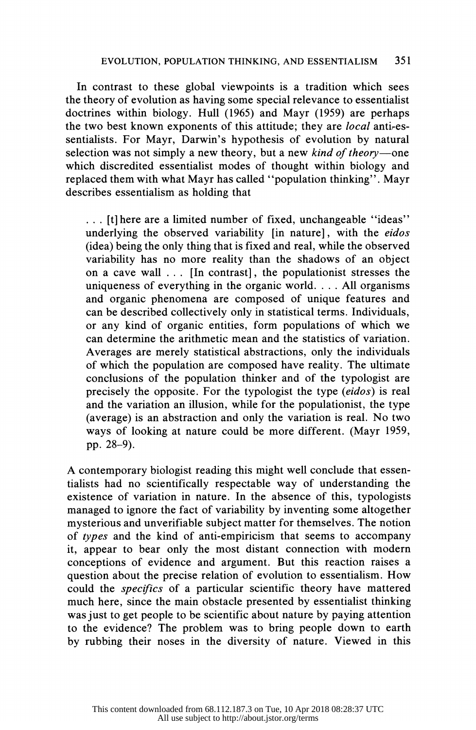In contrast to these global viewpoints is a tradition which sees the theory of evolution as having some special relevance to essentialist doctrines within biology. Hull (1965) and Mayr (1959) are perhaps the two best known exponents of this attitude; they are *local* anti-essentialists. For Mayr, Darwin's hypothesis of evolution by natural selection was not simply a new theory, but a new *kind of theory*—one which discredited essentialist modes of thought within biology and replaced them with what Mayr has called "population thinking". Mayr describes essentialism as holding that

> . . . [t]here are a limited number of fixed, unchangeable "ideas" underlying the observed variability [in nature], with the *eidos* (idea) being the only thing that is fixed and real, while the observed variability has no more reality than the shadows of an object on a cave wall . . . [In contrast], the populationist stresses the uniqueness of everything in the organic world. . . . All organisms and organic phenomena are composed of unique features and can be described collectively only in statistical terms. Individuals, or any kind of organic entities, form populations of which we can determine the arithmetic mean and the statistics of variation. Averages are merely statistical abstractions, only the individuals of which the population are composed have reality. The ultimate conclusions of the population thinker and of the typologist are precisely the opposite. For the typologist the type (*eidos*) is real and the variation an illusion, while for the populationist, the type (average) is an abstraction and only the variation is real. No two ways of looking at nature could be more different. (Mayr 1959, pp. 28–9).

A contemporary biologist reading this might well conclude that essentialists had no scientifically respectable way of understanding the existence of variation in nature. In the absence of this, typologists managed to ignore the fact of variability by inventing some altogether mysterious and unverifiable subject matter for themselves. The notion of *types* and the kind of anti-empiricism that seems to accompany it, appear to bear only the most distant connection with modern conceptions of evidence and argument. But this reaction raises a question about the precise relation of evolution to essentialism. How could the *specifics* of a particular scientific theory have mattered much here, since the main obstacle presented by essentialist thinking was just to get people to be scientific about nature by paying attention to the evidence? The problem was to bring people down to earth by rubbing their noses in the diversity of nature. Viewed in this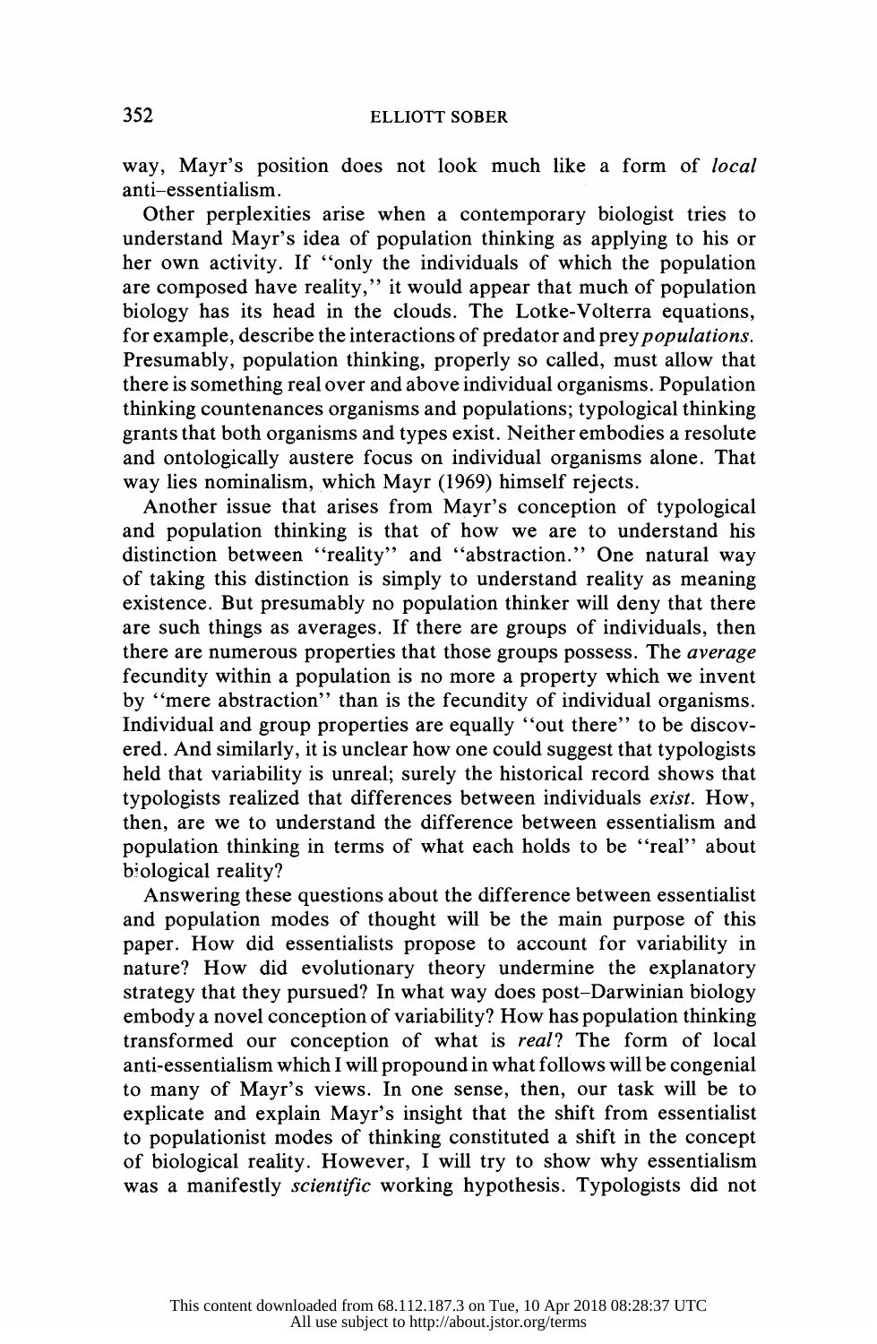way, Mayr's position does not look much like a form of *local* anti-essentialism.

Other perplexities arise when a contemporary biologist tries to understand Mayr's idea of population thinking as applying to his or her own activity. If "only the individuals of which the population are composed have reality," it would appear that much of population biology has its head in the clouds. The Lotke-Volterra equations, for example, describe the interactions of predator and prey *populations*. Presumably, population thinking, properly so called, must allow that there is something real over and above individual organisms. Population thinking countenances organisms and populations; typological thinking grants that both organisms and types exist. Neither embodies a resolute and ontologically austere focus on individual organisms alone. That way lies nominalism, which Mayr (1969) himself rejects.

Another issue that arises from Mayr's conception of typological and population thinking is that of how we are to understand his distinction between "reality" and "abstraction." One natural way of taking this distinction is simply to understand reality as meaning existence. But presumably no population thinker will deny that there are such things as averages. If there are groups of individuals, then there are numerous properties that those groups possess. The *average* fecundity within a population is no more a property which we invent by "mere abstraction" than is the fecundity of individual organisms. Individual and group properties are equally "out there" to be discovered. And similarly, it is unclear how one could suggest that typologists held that variability is unreal; surely the historical record shows that typologists realized that differences between individuals *exist*. How, then, are we to understand the difference between essentialism and population thinking in terms of what each holds to be "real" about biological reality?

Answering these questions about the difference between essentialist and population modes of thought will be the main purpose of this paper. How did essentialists propose to account for variability in nature? How did evolutionary theory undermine the explanatory strategy that they pursued? In what way does post-Darwinian biology embody a novel conception of variability? How has population thinking transformed our conception of what is *real*? The form of local anti-essentialism which I will propound in what follows will be congenial to many of Mayr's views. In one sense, then, our task will be to explicate and explain Mayr's insight that the shift from essentialist to populationist modes of thinking constituted a shift in the concept of biological reality. However, I will try to show why essentialism was a manifestly *scientific* working hypothesis. Typologists did not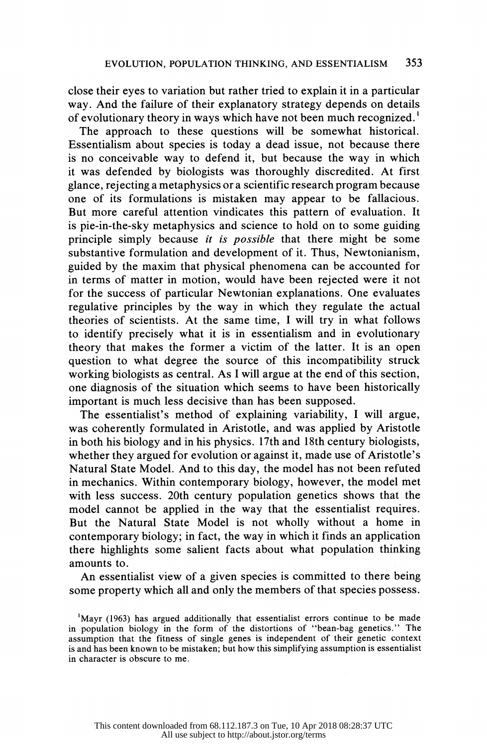close their eyes to variation but rather tried to explain it in a particular way. And the failure of their explanatory strategy depends on details of evolutionary theory in ways which have not been much recognized.[1]

The approach to these questions will be somewhat historical. Essentialism about species is today a dead issue, not because there is no conceivable way to defend it, but because the way in which it was defended by biologists was thoroughly discredited. At first glance, rejecting a metaphysics or a scientific research program because one of its formulations is mistaken may appear to be fallacious. But more careful attention vindicates this pattern of evaluation. It is pie-in-the-sky metaphysics and science to hold on to some guiding principle simply because *it is possible* that there might be some substantive formulation and development of it. Thus, Newtonianism, guided by the maxim that physical phenomena can be accounted for in terms of matter in motion, would have been rejected were it not for the success of particular Newtonian explanations. One evaluates regulative principles by the way in which they regulate the actual theories of scientists. At the same time, I will try in what follows to identify precisely what it is in essentialism and in evolutionary theory that makes the former a victim of the latter. It is an open question to what degree the source of this incompatibility struck working biologists as central. As I will argue at the end of this section, one diagnosis of the situation which seems to have been historically important is much less decisive than has been supposed.

The essentialist's method of explaining variability, I will argue, was coherently formulated in Aristotle, and was applied by Aristotle in both his biology and in his physics. 17th and 18th century biologists, whether they argued for evolution or against it, made use of Aristotle's Natural State Model. And to this day, the model has not been refuted in mechanics. Within contemporary biology, however, the model met with less success. 20th century population genetics shows that the model cannot be applied in the way that the essentialist requires. But the Natural State Model is not wholly without a home in contemporary biology; in fact, the way in which it finds an application there highlights some salient facts about what population thinking amounts to.

An essentialist view of a given species is committed to there being some property which all and only the members of that species possess.

[1] Mayr (1963) has argued additionally that essentialist errors continue to be made in population biology in the form of the distortions of "bean-bag genetics." The assumption that the fitness of single genes is independent of their genetic context is and has been known to be mistaken; but how this simplifying assumption is essentialist in character is obscure to me.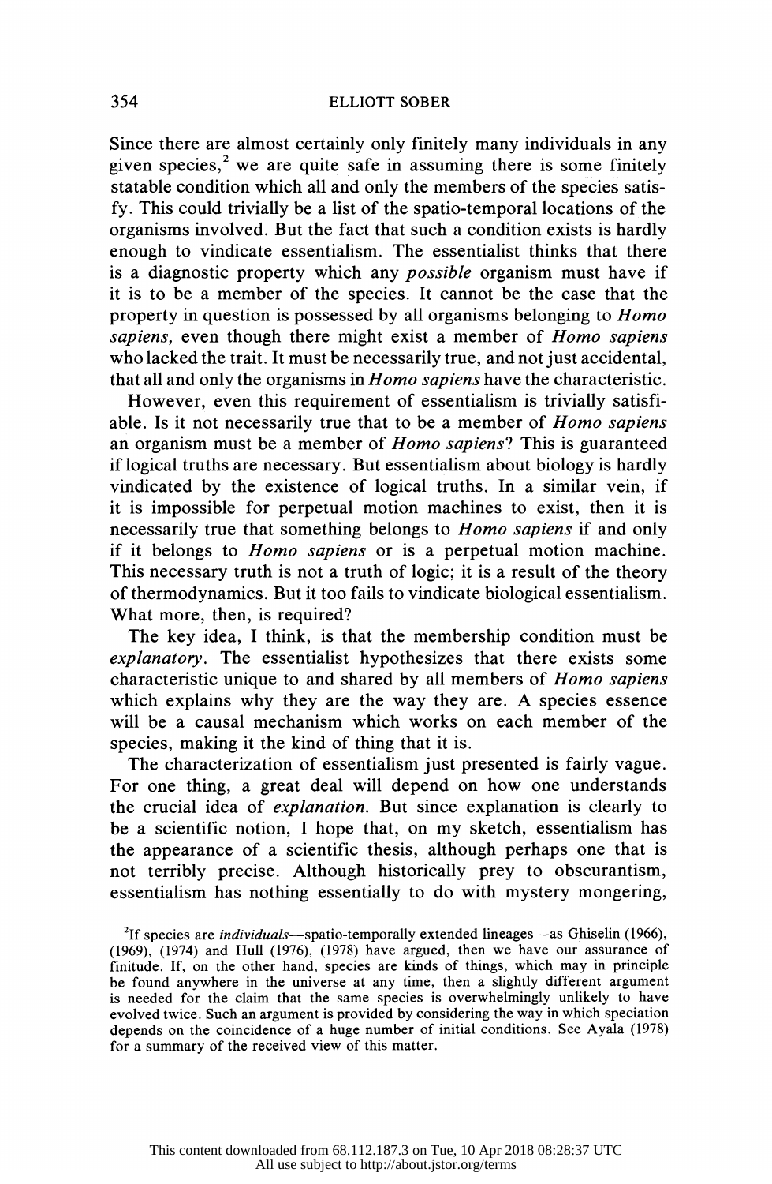Since there are almost certainly only finitely many individuals in any given species,[2] we are quite safe in assuming there is some finitely statable condition which all and only the members of the species satisfy. This could trivially be a list of the spatio-temporal locations of the organisms involved. But the fact that such a condition exists is hardly enough to vindicate essentialism. The essentialist thinks that there is a diagnostic property which any *possible* organism must have if it is to be a member of the species. It cannot be the case that the property in question is possessed by all organisms belonging to *Homo sapiens,* even though there might exist a member of *Homo sapiens* who lacked the trait. It must be necessarily true, and not just accidental, that all and only the organisms in *Homo sapiens* have the characteristic.

However, even this requirement of essentialism is trivially satisfiable. Is it not necessarily true that to be a member of *Homo sapiens* an organism must be a member of *Homo sapiens*? This is guaranteed if logical truths are necessary. But essentialism about biology is hardly vindicated by the existence of logical truths. In a similar vein, if it is impossible for perpetual motion machines to exist, then it is necessarily true that something belongs to *Homo sapiens* if and only if it belongs to *Homo sapiens* or is a perpetual motion machine. This necessary truth is not a truth of logic; it is a result of the theory of thermodynamics. But it too fails to vindicate biological essentialism. What more, then, is required?

The key idea, I think, is that the membership condition must be *explanatory*. The essentialist hypothesizes that there exists some characteristic unique to and shared by all members of *Homo sapiens* which explains why they are the way they are. A species essence will be a causal mechanism which works on each member of the species, making it the kind of thing that it is.

The characterization of essentialism just presented is fairly vague. For one thing, a great deal will depend on how one understands the crucial idea of *explanation*. But since explanation is clearly to be a scientific notion, I hope that, on my sketch, essentialism has the appearance of a scientific thesis, although perhaps one that is not terribly precise. Although historically prey to obscurantism, essentialism has nothing essentially to do with mystery mongering,

[2]If species are *individuals*—spatio-temporally extended lineages—as Ghiselin (1966), (1969), (1974) and Hull (1976), (1978) have argued, then we have our assurance of finitude. If, on the other hand, species are kinds of things, which may in principle be found anywhere in the universe at any time, then a slightly different argument is needed for the claim that the same species is overwhelmingly unlikely to have evolved twice. Such an argument is provided by considering the way in which speciation depends on the coincidence of a huge number of initial conditions. See Ayala (1978) for a summary of the received view of this matter.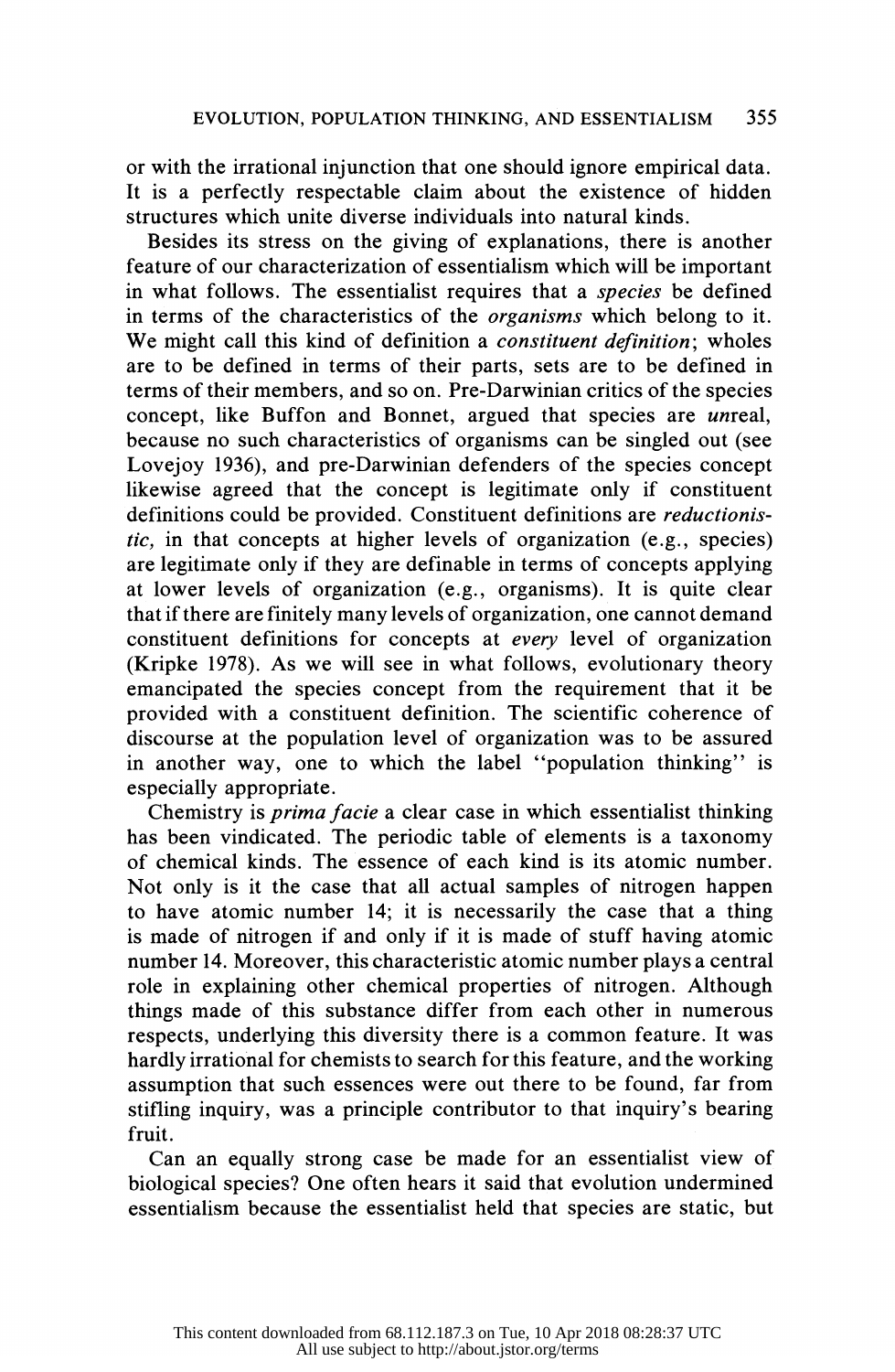or with the irrational injunction that one should ignore empirical data. It is a perfectly respectable claim about the existence of hidden structures which unite diverse individuals into natural kinds.

Besides its stress on the giving of explanations, there is another feature of our characterization of essentialism which will be important in what follows. The essentialist requires that a *species* be defined in terms of the characteristics of the *organisms* which belong to it. We might call this kind of definition a *constituent definition*; wholes are to be defined in terms of their parts, sets are to be defined in terms of their members, and so on. Pre-Darwinian critics of the species concept, like Buffon and Bonnet, argued that species are *un*real, because no such characteristics of organisms can be singled out (see Lovejoy 1936), and pre-Darwinian defenders of the species concept likewise agreed that the concept is legitimate only if constituent definitions could be provided. Constituent definitions are *reductionistic,* in that concepts at higher levels of organization (e.g., species) are legitimate only if they are definable in terms of concepts applying at lower levels of organization (e.g., organisms). It is quite clear that if there are finitely many levels of organization, one cannot demand constituent definitions for concepts at *every* level of organization (Kripke 1978). As we will see in what follows, evolutionary theory emancipated the species concept from the requirement that it be provided with a constituent definition. The scientific coherence of discourse at the population level of organization was to be assured in another way, one to which the label "population thinking" is especially appropriate.

Chemistry is *prima facie* a clear case in which essentialist thinking has been vindicated. The periodic table of elements is a taxonomy of chemical kinds. The essence of each kind is its atomic number. Not only is it the case that all actual samples of nitrogen happen to have atomic number 14; it is necessarily the case that a thing is made of nitrogen if and only if it is made of stuff having atomic number 14. Moreover, this characteristic atomic number plays a central role in explaining other chemical properties of nitrogen. Although things made of this substance differ from each other in numerous respects, underlying this diversity there is a common feature. It was hardly irrational for chemists to search for this feature, and the working assumption that such essences were out there to be found, far from stifling inquiry, was a principle contributor to that inquiry's bearing fruit.

Can an equally strong case be made for an essentialist view of biological species? One often hears it said that evolution undermined essentialism because the essentialist held that species are static, but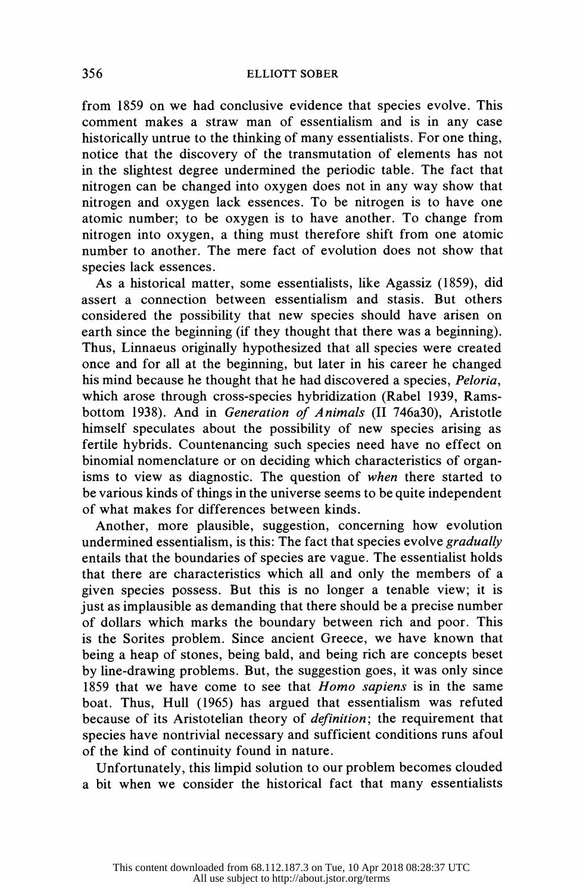from 1859 on we had conclusive evidence that species evolve. This comment makes a straw man of essentialism and is in any case historically untrue to the thinking of many essentialists. For one thing, notice that the discovery of the transmutation of elements has not in the slightest degree undermined the periodic table. The fact that nitrogen can be changed into oxygen does not in any way show that nitrogen and oxygen lack essences. To be nitrogen is to have one atomic number; to be oxygen is to have another. To change from nitrogen into oxygen, a thing must therefore shift from one atomic number to another. The mere fact of evolution does not show that species lack essences.

As a historical matter, some essentialists, like Agassiz (1859), did assert a connection between essentialism and stasis. But others considered the possibility that new species should have arisen on earth since the beginning (if they thought that there was a beginning). Thus, Linnaeus originally hypothesized that all species were created once and for all at the beginning, but later in his career he changed his mind because he thought that he had discovered a species, *Peloria*, which arose through cross-species hybridization (Rabel 1939, Ramsbottom 1938). And in *Generation of Animals* (II 746a30), Aristotle himself speculates about the possibility of new species arising as fertile hybrids. Countenancing such species need have no effect on binomial nomenclature or on deciding which characteristics of organisms to view as diagnostic. The question of *when* there started to be various kinds of things in the universe seems to be quite independent of what makes for differences between kinds.

Another, more plausible, suggestion, concerning how evolution undermined essentialism, is this: The fact that species evolve *gradually* entails that the boundaries of species are vague. The essentialist holds that there are characteristics which all and only the members of a given species possess. But this is no longer a tenable view; it is just as implausible as demanding that there should be a precise number of dollars which marks the boundary between rich and poor. This is the Sorites problem. Since ancient Greece, we have known that being a heap of stones, being bald, and being rich are concepts beset by line-drawing problems. But, the suggestion goes, it was only since 1859 that we have come to see that *Homo sapiens* is in the same boat. Thus, Hull (1965) has argued that essentialism was refuted because of its Aristotelian theory of *definition*; the requirement that species have nontrivial necessary and sufficient conditions runs afoul of the kind of continuity found in nature.

Unfortunately, this limpid solution to our problem becomes clouded a bit when we consider the historical fact that many essentialists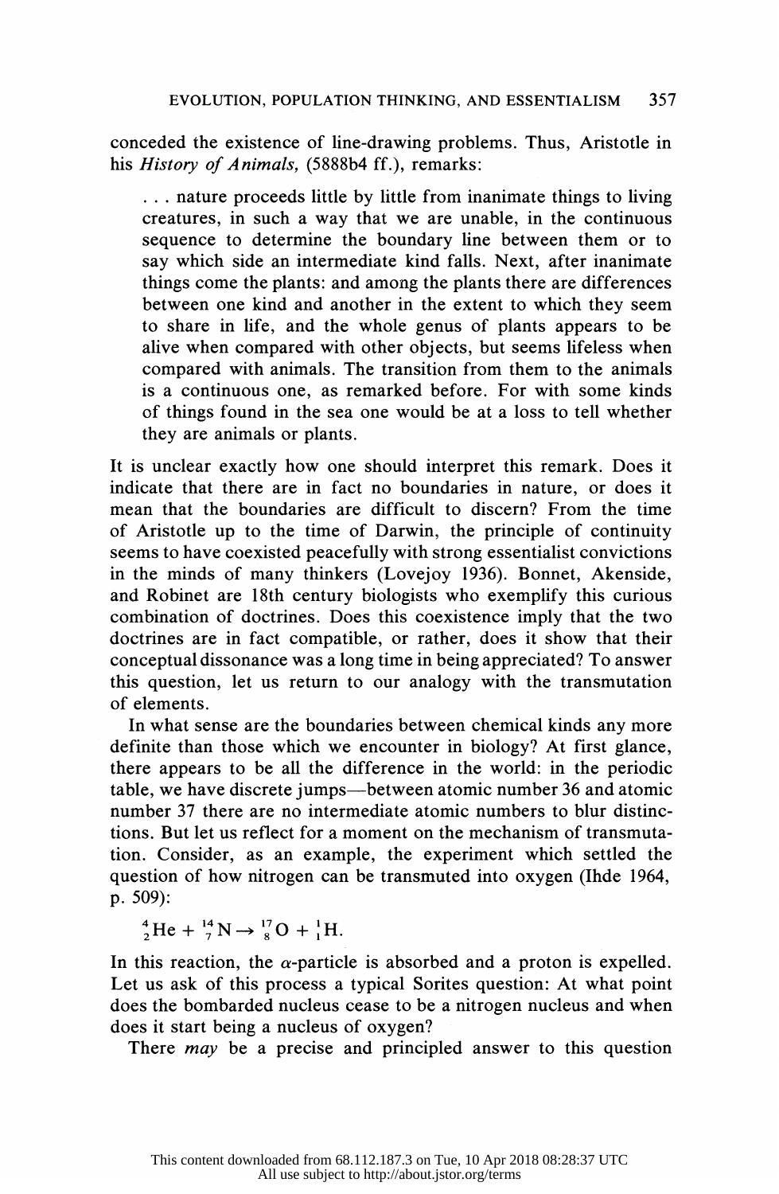conceded the existence of line-drawing problems. Thus, Aristotle in his *History of Animals,* (5888b4 ff.), remarks:

> . . . nature proceeds little by little from inanimate things to living creatures, in such a way that we are unable, in the continuous sequence to determine the boundary line between them or to say which side an intermediate kind falls. Next, after inanimate things come the plants: and among the plants there are differences between one kind and another in the extent to which they seem to share in life, and the whole genus of plants appears to be alive when compared with other objects, but seems lifeless when compared with animals. The transition from them to the animals is a continuous one, as remarked before. For with some kinds of things found in the sea one would be at a loss to tell whether they are animals or plants.

It is unclear exactly how one should interpret this remark. Does it indicate that there are in fact no boundaries in nature, or does it mean that the boundaries are difficult to discern? From the time of Aristotle up to the time of Darwin, the principle of continuity seems to have coexisted peacefully with strong essentialist convictions in the minds of many thinkers (Lovejoy 1936). Bonnet, Akenside, and Robinet are 18th century biologists who exemplify this curious combination of doctrines. Does this coexistence imply that the two doctrines are in fact compatible, or rather, does it show that their conceptual dissonance was a long time in being appreciated? To answer this question, let us return to our analogy with the transmutation of elements.

In what sense are the boundaries between chemical kinds any more definite than those which we encounter in biology? At first glance, there appears to be all the difference in the world: in the periodic table, we have discrete jumps—between atomic number 36 and atomic number 37 there are no intermediate atomic numbers to blur distinctions. But let us reflect for a moment on the mechanism of transmutation. Consider, as an example, the experiment which settled the question of how nitrogen can be transmuted into oxygen (Ihde 1964, p. 509):

$${}^{4}_{2}He + {}^{14}_{7}N \rightarrow {}^{17}_{8}O + {}^{1}_{1}H.$$

In this reaction, the $\alpha$-particle is absorbed and a proton is expelled. Let us ask of this process a typical Sorites question: At what point does the bombarded nucleus cease to be a nitrogen nucleus and when does it start being a nucleus of oxygen?

There *may* be a precise and principled answer to this question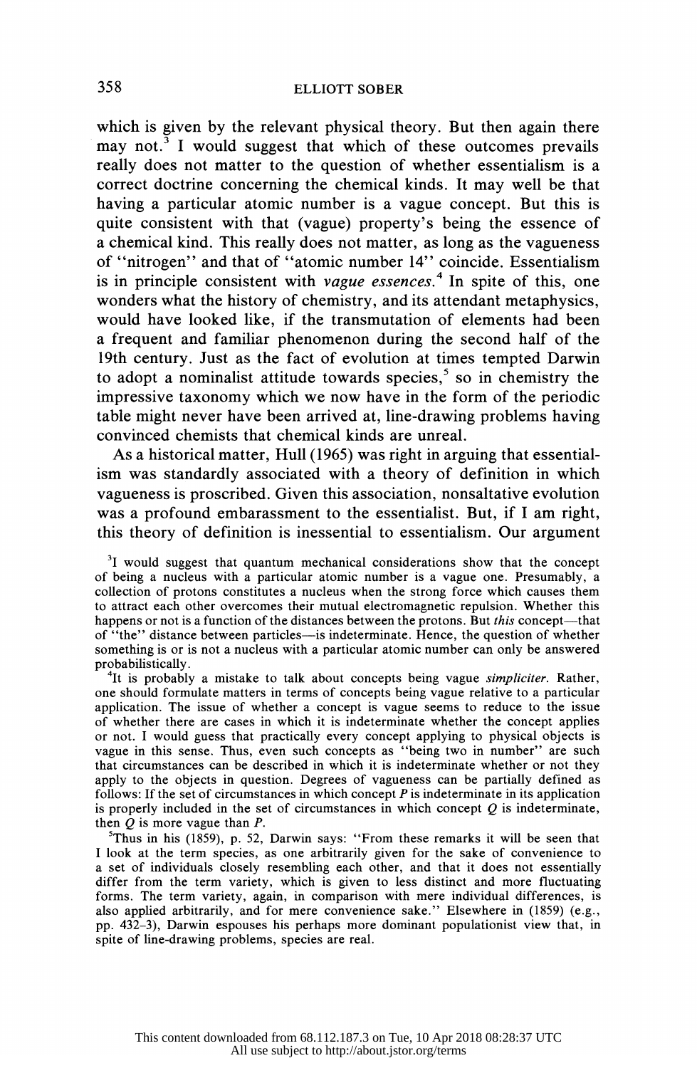which is given by the relevant physical theory. But then again there may not.[3] I would suggest that which of these outcomes prevails really does not matter to the question of whether essentialism is a correct doctrine concerning the chemical kinds. It may well be that having a particular atomic number is a vague concept. But this is quite consistent with that (vague) property's being the essence of a chemical kind. This really does not matter, as long as the vagueness of "nitrogen" and that of "atomic number 14" coincide. Essentialism is in principle consistent with *vague essences*.[4] In spite of this, one wonders what the history of chemistry, and its attendant metaphysics, would have looked like, if the transmutation of elements had been a frequent and familiar phenomenon during the second half of the 19th century. Just as the fact of evolution at times tempted Darwin to adopt a nominalist attitude towards species,[5] so in chemistry the impressive taxonomy which we now have in the form of the periodic table might never have been arrived at, line-drawing problems having convinced chemists that chemical kinds are unreal.

As a historical matter, Hull (1965) was right in arguing that essentialism was standardly associated with a theory of definition in which vagueness is proscribed. Given this association, nonsaltative evolution was a profound embarassment to the essentialist. But, if I am right, this theory of definition is inessential to essentialism. Our argument

[3] I would suggest that quantum mechanical considerations show that the concept of being a nucleus with a particular atomic number is a vague one. Presumably, a collection of protons constitutes a nucleus when the strong force which causes them to attract each other overcomes their mutual electromagnetic repulsion. Whether this happens or not is a function of the distances between the protons. But *this* concept—that of "the" distance between particles—is indeterminate. Hence, the question of whether something is or is not a nucleus with a particular atomic number can only be answered probabilistically.

[4] It is probably a mistake to talk about concepts being vague *simpliciter*. Rather, one should formulate matters in terms of concepts being vague relative to a particular application. The issue of whether a concept is vague seems to reduce to the issue of whether there are cases in which it is indeterminate whether the concept applies or not. I would guess that practically every concept applying to physical objects is vague in this sense. Thus, even such concepts as "being two in number" are such that circumstances can be described in which it is indeterminate whether or not they apply to the objects in question. Degrees of vagueness can be partially defined as follows: If the set of circumstances in which concept $P$ is indeterminate in its application is properly included in the set of circumstances in which concept $Q$ is indeterminate, then $Q$ is more vague than $P$.

[5] Thus in his (1859), p. 52, Darwin says: "From these remarks it will be seen that I look at the term species, as one arbitrarily given for the sake of convenience to a set of individuals closely resembling each other, and that it does not essentially differ from the term variety, which is given to less distinct and more fluctuating forms. The term variety, again, in comparison with mere individual differences, is also applied arbitrarily, and for mere convenience sake." Elsewhere in (1859) (e.g., pp. 432–3), Darwin espouses his perhaps more dominant populationist view that, in spite of line-drawing problems, species are real.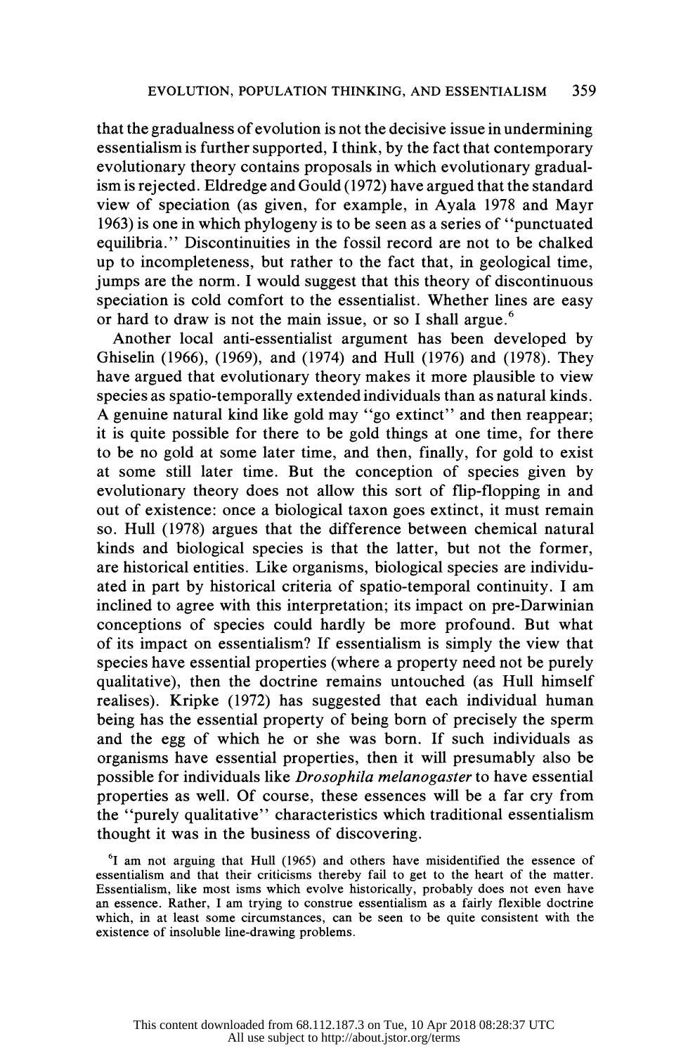that the gradualness of evolution is not the decisive issue in undermining essentialism is further supported, I think, by the fact that contemporary evolutionary theory contains proposals in which evolutionary gradualism is rejected. Eldredge and Gould (1972) have argued that the standard view of speciation (as given, for example, in Ayala 1978 and Mayr 1963) is one in which phylogeny is to be seen as a series of "punctuated equilibria." Discontinuities in the fossil record are not to be chalked up to incompleteness, but rather to the fact that, in geological time, jumps are the norm. I would suggest that this theory of discontinuous speciation is cold comfort to the essentialist. Whether lines are easy or hard to draw is not the main issue, or so I shall argue.[6]

Another local anti-essentialist argument has been developed by Ghiselin (1966), (1969), and (1974) and Hull (1976) and (1978). They have argued that evolutionary theory makes it more plausible to view species as spatio-temporally extended individuals than as natural kinds. A genuine natural kind like gold may "go extinct" and then reappear; it is quite possible for there to be gold things at one time, for there to be no gold at some later time, and then, finally, for gold to exist at some still later time. But the conception of species given by evolutionary theory does not allow this sort of flip-flopping in and out of existence: once a biological taxon goes extinct, it must remain so. Hull (1978) argues that the difference between chemical natural kinds and biological species is that the latter, but not the former, are historical entities. Like organisms, biological species are individuated in part by historical criteria of spatio-temporal continuity. I am inclined to agree with this interpretation; its impact on pre-Darwinian conceptions of species could hardly be more profound. But what of its impact on essentialism? If essentialism is simply the view that species have essential properties (where a property need not be purely qualitative), then the doctrine remains untouched (as Hull himself realises). Kripke (1972) has suggested that each individual human being has the essential property of being born of precisely the sperm and the egg of which he or she was born. If such individuals as organisms have essential properties, then it will presumably also be possible for individuals like *Drosophila melanogaster* to have essential properties as well. Of course, these essences will be a far cry from the "purely qualitative" characteristics which traditional essentialism thought it was in the business of discovering.

[6] I am not arguing that Hull (1965) and others have misidentified the essence of essentialism and that their criticisms thereby fail to get to the heart of the matter. Essentialism, like most isms which evolve historically, probably does not even have an essence. Rather, I am trying to construe essentialism as a fairly flexible doctrine which, in at least some circumstances, can be seen to be quite consistent with the existence of insoluble line-drawing problems.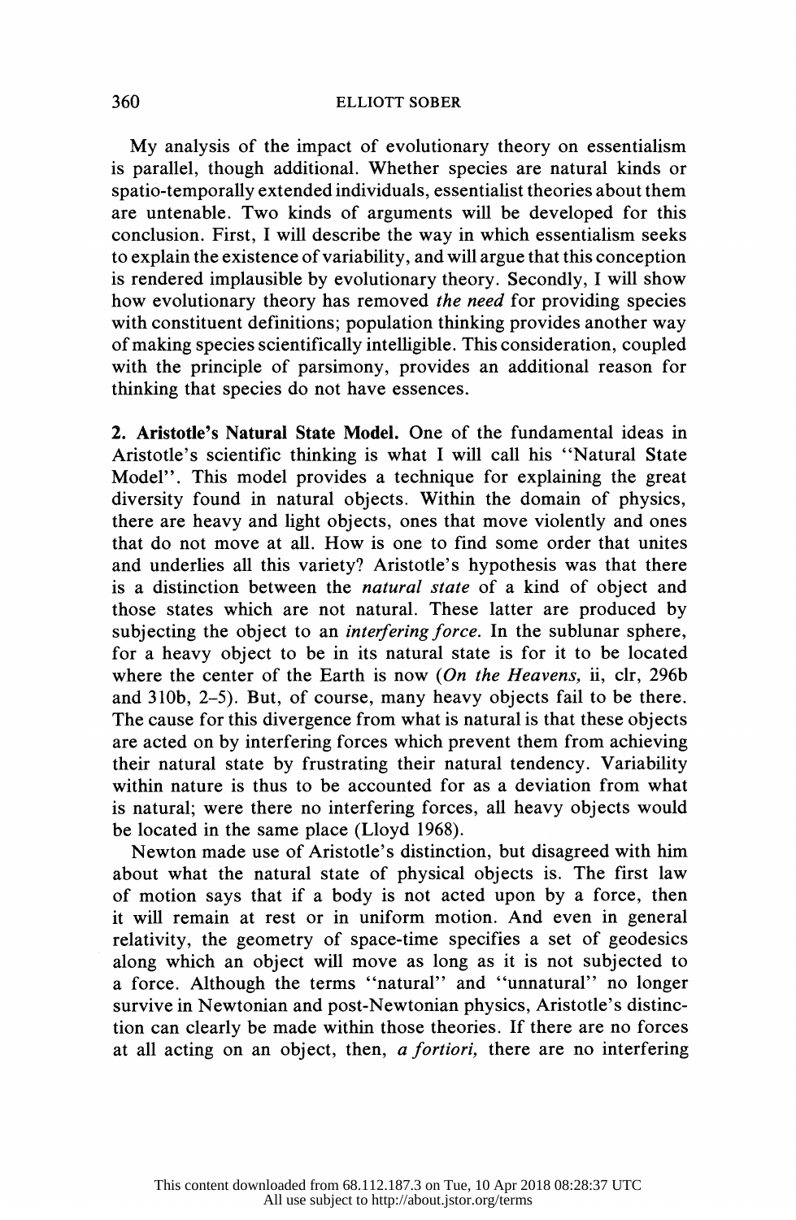My analysis of the impact of evolutionary theory on essentialism is parallel, though additional. Whether species are natural kinds or spatio-temporally extended individuals, essentialist theories about them are untenable. Two kinds of arguments will be developed for this conclusion. First, I will describe the way in which essentialism seeks to explain the existence of variability, and will argue that this conception is rendered implausible by evolutionary theory. Secondly, I will show how evolutionary theory has removed *the need* for providing species with constituent definitions; population thinking provides another way of making species scientifically intelligible. This consideration, coupled with the principle of parsimony, provides an additional reason for thinking that species do not have essences.

**2. Aristotle's Natural State Model.** One of the fundamental ideas in Aristotle's scientific thinking is what I will call his "Natural State Model". This model provides a technique for explaining the great diversity found in natural objects. Within the domain of physics, there are heavy and light objects, ones that move violently and ones that do not move at all. How is one to find some order that unites and underlies all this variety? Aristotle's hypothesis was that there is a distinction between the *natural state* of a kind of object and those states which are not natural. These latter are produced by subjecting the object to an *interfering force.* In the sublunar sphere, for a heavy object to be in its natural state is for it to be located where the center of the Earth is now (*On the Heavens,* ii, clr, 296b and 310b, 2–5). But, of course, many heavy objects fail to be there. The cause for this divergence from what is natural is that these objects are acted on by interfering forces which prevent them from achieving their natural state by frustrating their natural tendency. Variability within nature is thus to be accounted for as a deviation from what is natural; were there no interfering forces, all heavy objects would be located in the same place (Lloyd 1968).

Newton made use of Aristotle's distinction, but disagreed with him about what the natural state of physical objects is. The first law of motion says that if a body is not acted upon by a force, then it will remain at rest or in uniform motion. And even in general relativity, the geometry of space-time specifies a set of geodesics along which an object will move as long as it is not subjected to a force. Although the terms "natural" and "unnatural" no longer survive in Newtonian and post-Newtonian physics, Aristotle's distinction can clearly be made within those theories. If there are no forces at all acting on an object, then, *a fortiori,* there are no interfering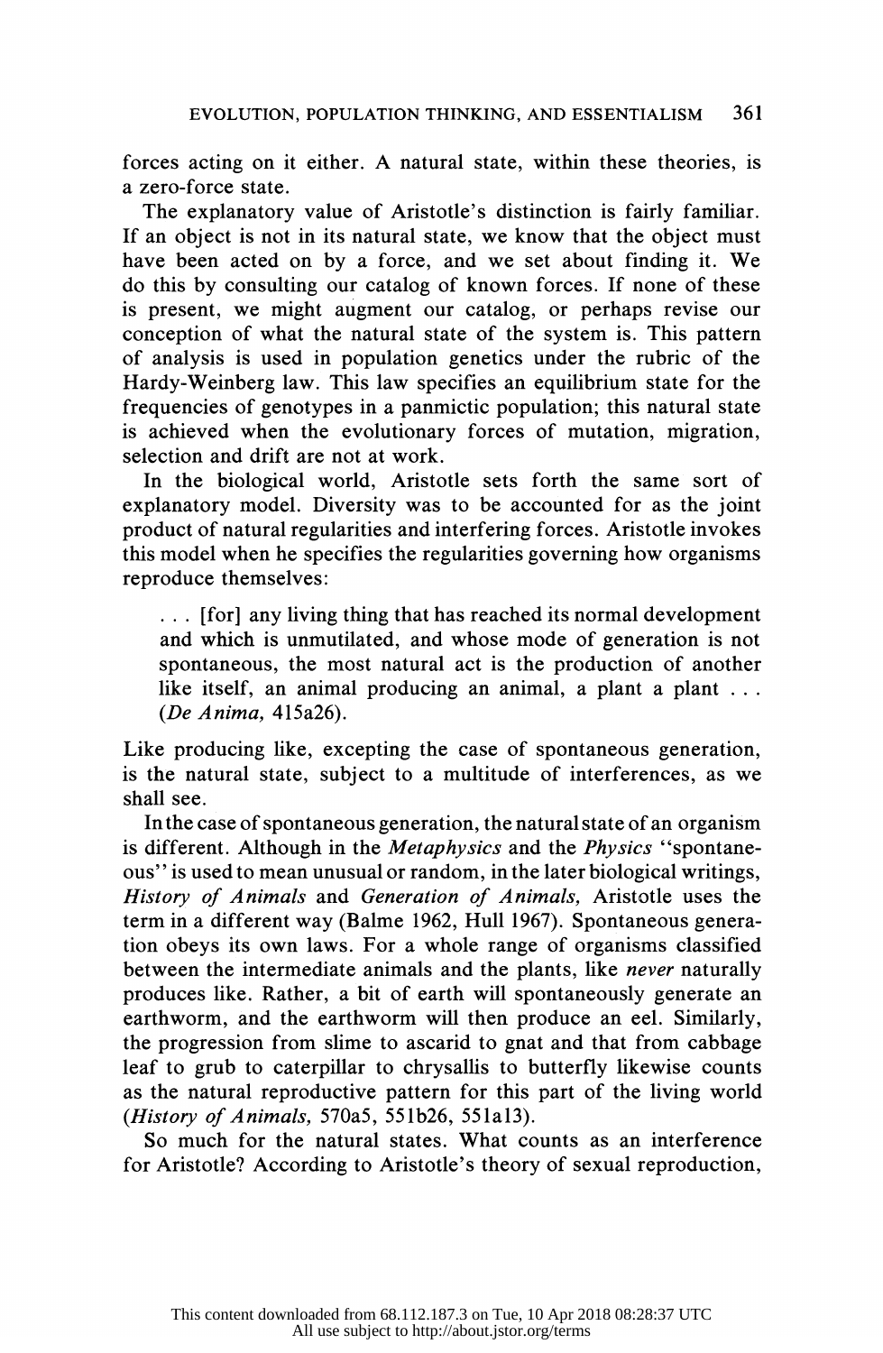forces acting on it either. A natural state, within these theories, is a zero-force state.

The explanatory value of Aristotle's distinction is fairly familiar. If an object is not in its natural state, we know that the object must have been acted on by a force, and we set about finding it. We do this by consulting our catalog of known forces. If none of these is present, we might augment our catalog, or perhaps revise our conception of what the natural state of the system is. This pattern of analysis is used in population genetics under the rubric of the Hardy-Weinberg law. This law specifies an equilibrium state for the frequencies of genotypes in a panmictic population; this natural state is achieved when the evolutionary forces of mutation, migration, selection and drift are not at work.

In the biological world, Aristotle sets forth the same sort of explanatory model. Diversity was to be accounted for as the joint product of natural regularities and interfering forces. Aristotle invokes this model when he specifies the regularities governing how organisms reproduce themselves:

> . . . [for] any living thing that has reached its normal development and which is unmutilated, and whose mode of generation is not spontaneous, the most natural act is the production of another like itself, an animal producing an animal, a plant a plant . . . (*De Anima*, 415a26).

Like producing like, excepting the case of spontaneous generation, is the natural state, subject to a multitude of interferences, as we shall see.

In the case of spontaneous generation, the natural state of an organism is different. Although in the *Metaphysics* and the *Physics* "spontaneous" is used to mean unusual or random, in the later biological writings, *History of Animals* and *Generation of Animals*, Aristotle uses the term in a different way (Balme 1962, Hull 1967). Spontaneous generation obeys its own laws. For a whole range of organisms classified between the intermediate animals and the plants, like *never* naturally produces like. Rather, a bit of earth will spontaneously generate an earthworm, and the earthworm will then produce an eel. Similarly, the progression from slime to ascarid to gnat and that from cabbage leaf to grub to caterpillar to chrysallis to butterfly likewise counts as the natural reproductive pattern for this part of the living world (*History of Animals*, 570a5, 551b26, 551a13).

So much for the natural states. What counts as an interference for Aristotle? According to Aristotle's theory of sexual reproduction,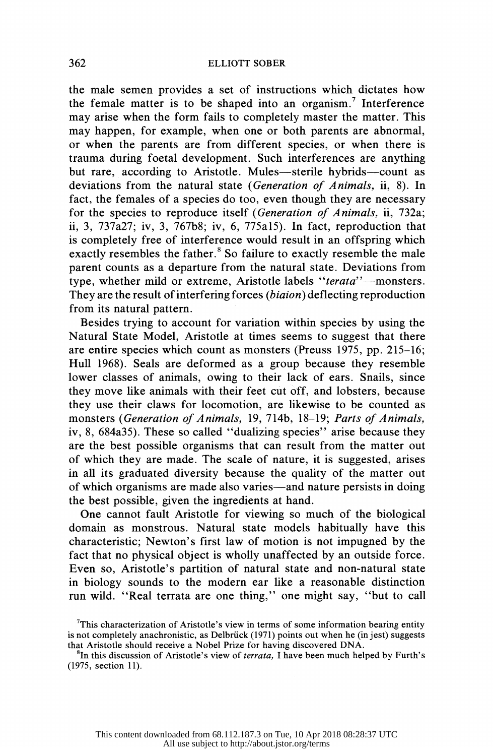the male semen provides a set of instructions which dictates how the female matter is to be shaped into an organism.[7] Interference may arise when the form fails to completely master the matter. This may happen, for example, when one or both parents are abnormal, or when the parents are from different species, or when there is trauma during foetal development. Such interferences are anything but rare, according to Aristotle. Mules—sterile hybrids—count as deviations from the natural state (*Generation of Animals,* ii, 8). In fact, the females of a species do too, even though they are necessary for the species to reproduce itself (*Generation of Animals,* ii, 732a; ii, 3, 737a27; iv, 3, 767b8; iv, 6, 775a15). In fact, reproduction that is completely free of interference would result in an offspring which exactly resembles the father.[8] So failure to exactly resemble the male parent counts as a departure from the natural state. Deviations from type, whether mild or extreme, Aristotle labels "*terata*"—monsters. They are the result of interfering forces (*biaion*) deflecting reproduction from its natural pattern.

Besides trying to account for variation within species by using the Natural State Model, Aristotle at times seems to suggest that there are entire species which count as monsters (Preuss 1975, pp. 215–16; Hull 1968). Seals are deformed as a group because they resemble lower classes of animals, owing to their lack of ears. Snails, since they move like animals with their feet cut off, and lobsters, because they use their claws for locomotion, are likewise to be counted as monsters (*Generation of Animals,* 19, 714b, 18–19; *Parts of Animals,* iv, 8, 684a35). These so called "dualizing species" arise because they are the best possible organisms that can result from the matter out of which they are made. The scale of nature, it is suggested, arises in all its graduated diversity because the quality of the matter out of which organisms are made also varies—and nature persists in doing the best possible, given the ingredients at hand.

One cannot fault Aristotle for viewing so much of the biological domain as monstrous. Natural state models habitually have this characteristic; Newton's first law of motion is not impugned by the fact that no physical object is wholly unaffected by an outside force. Even so, Aristotle's partition of natural state and non-natural state in biology sounds to the modern ear like a reasonable distinction run wild. "Real terrata are one thing," one might say, "but to call

[7]This characterization of Aristotle's view in terms of some information bearing entity is not completely anachronistic, as Delbrück (1971) points out when he (in jest) suggests that Aristotle should receive a Nobel Prize for having discovered DNA.

[8]In this discussion of Aristotle's view of *terrata,* I have been much helped by Furth's (1975, section 11).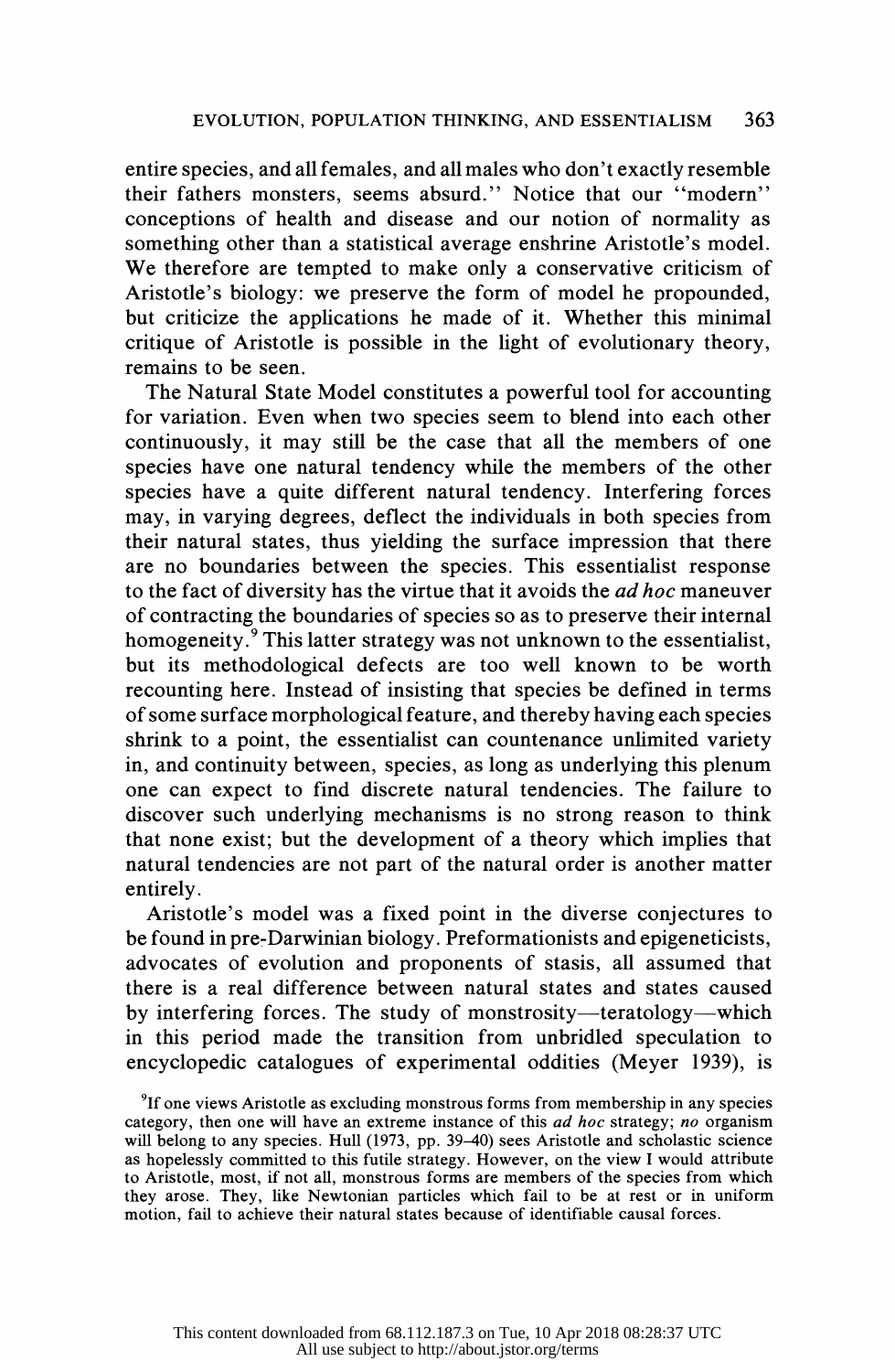entire species, and all females, and all males who don't exactly resemble their fathers monsters, seems absurd." Notice that our "modern" conceptions of health and disease and our notion of normality as something other than a statistical average enshrine Aristotle's model. We therefore are tempted to make only a conservative criticism of Aristotle's biology: we preserve the form of model he propounded, but criticize the applications he made of it. Whether this minimal critique of Aristotle is possible in the light of evolutionary theory, remains to be seen.

The Natural State Model constitutes a powerful tool for accounting for variation. Even when two species seem to blend into each other continuously, it may still be the case that all the members of one species have one natural tendency while the members of the other species have a quite different natural tendency. Interfering forces may, in varying degrees, deflect the individuals in both species from their natural states, thus yielding the surface impression that there are no boundaries between the species. This essentialist response to the fact of diversity has the virtue that it avoids the *ad hoc* maneuver of contracting the boundaries of species so as to preserve their internal homogeneity.[9] This latter strategy was not unknown to the essentialist, but its methodological defects are too well known to be worth recounting here. Instead of insisting that species be defined in terms of some surface morphological feature, and thereby having each species shrink to a point, the essentialist can countenance unlimited variety in, and continuity between, species, as long as underlying this plenum one can expect to find discrete natural tendencies. The failure to discover such underlying mechanisms is no strong reason to think that none exist; but the development of a theory which implies that natural tendencies are not part of the natural order is another matter entirely.

Aristotle's model was a fixed point in the diverse conjectures to be found in pre-Darwinian biology. Preformationists and epigeneticists, advocates of evolution and proponents of stasis, all assumed that there is a real difference between natural states and states caused by interfering forces. The study of monstrosity—teratology—which in this period made the transition from unbridled speculation to encyclopedic catalogues of experimental oddities (Meyer 1939), is

[9] If one views Aristotle as excluding monstrous forms from membership in any species category, then one will have an extreme instance of this *ad hoc* strategy; *no* organism will belong to any species. Hull (1973, pp. 39–40) sees Aristotle and scholastic science as hopelessly committed to this futile strategy. However, on the view I would attribute to Aristotle, most, if not all, monstrous forms are members of the species from which they arose. They, like Newtonian particles which fail to be at rest or in uniform motion, fail to achieve their natural states because of identifiable causal forces.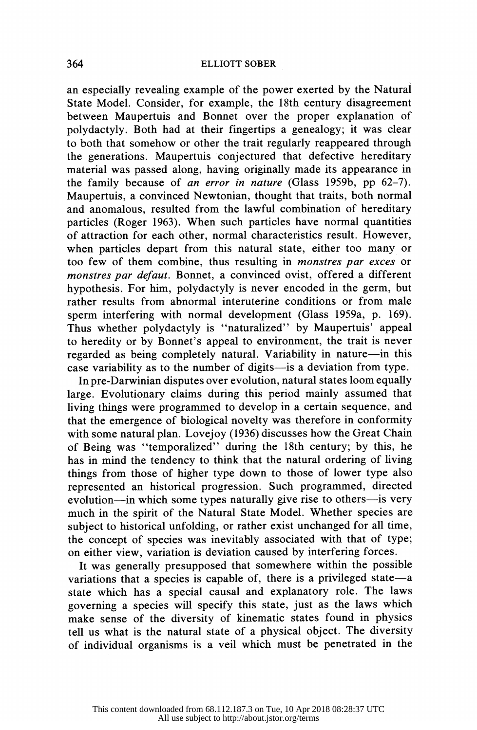an especially revealing example of the power exerted by the Natural State Model. Consider, for example, the 18th century disagreement between Maupertuis and Bonnet over the proper explanation of polydactyly. Both had at their fingertips a genealogy; it was clear to both that somehow or other the trait regularly reappeared through the generations. Maupertuis conjectured that defective hereditary material was passed along, having originally made its appearance in the family because of *an error in nature* (Glass 1959b, pp 62–7). Maupertuis, a convinced Newtonian, thought that traits, both normal and anomalous, resulted from the lawful combination of hereditary particles (Roger 1963). When such particles have normal quantities of attraction for each other, normal characteristics result. However, when particles depart from this natural state, either too many or too few of them combine, thus resulting in *monstres par exces* or *monstres par defaut*. Bonnet, a convinced ovist, offered a different hypothesis. For him, polydactyly is never encoded in the germ, but rather results from abnormal interuterine conditions or from male sperm interfering with normal development (Glass 1959a, p. 169). Thus whether polydactyly is "naturalized" by Maupertuis' appeal to heredity or by Bonnet's appeal to environment, the trait is never regarded as being completely natural. Variability in nature—in this case variability as to the number of digits—is a deviation from type.

In pre-Darwinian disputes over evolution, natural states loom equally large. Evolutionary claims during this period mainly assumed that living things were programmed to develop in a certain sequence, and that the emergence of biological novelty was therefore in conformity with some natural plan. Lovejoy (1936) discusses how the Great Chain of Being was "temporalized" during the 18th century; by this, he has in mind the tendency to think that the natural ordering of living things from those of higher type down to those of lower type also represented an historical progression. Such programmed, directed evolution—in which some types naturally give rise to others—is very much in the spirit of the Natural State Model. Whether species are subject to historical unfolding, or rather exist unchanged for all time, the concept of species was inevitably associated with that of type; on either view, variation is deviation caused by interfering forces.

It was generally presupposed that somewhere within the possible variations that a species is capable of, there is a privileged state—a state which has a special causal and explanatory role. The laws governing a species will specify this state, just as the laws which make sense of the diversity of kinematic states found in physics tell us what is the natural state of a physical object. The diversity of individual organisms is a veil which must be penetrated in the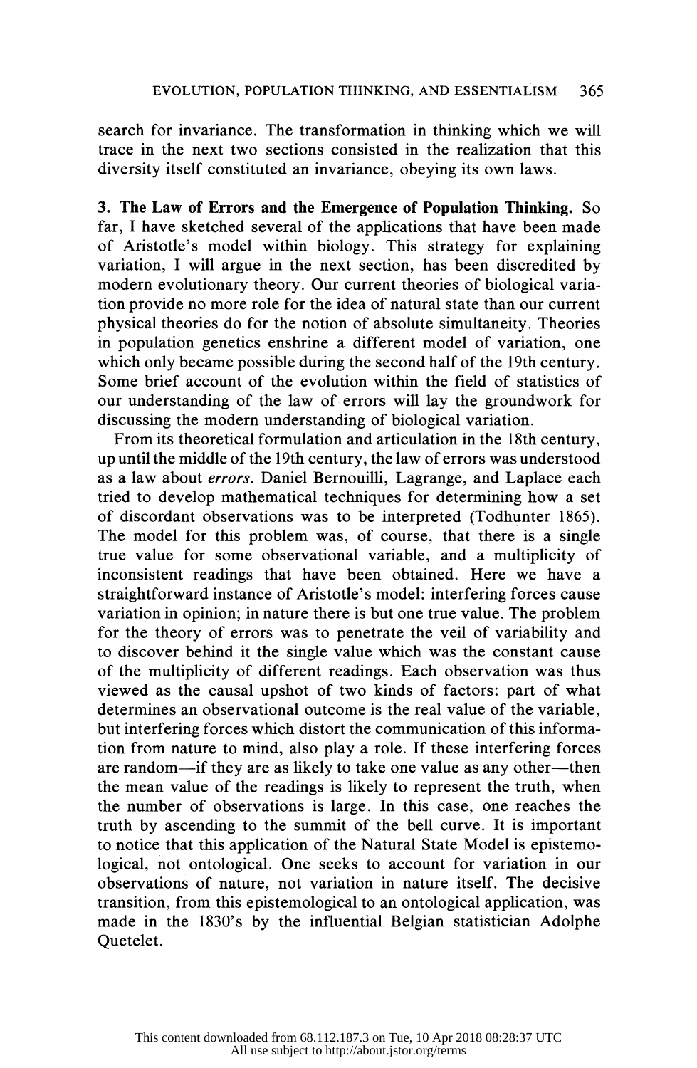search for invariance. The transformation in thinking which we will trace in the next two sections consisted in the realization that this diversity itself constituted an invariance, obeying its own laws.

**3. The Law of Errors and the Emergence of Population Thinking.** So far, I have sketched several of the applications that have been made of Aristotle's model within biology. This strategy for explaining variation, I will argue in the next section, has been discredited by modern evolutionary theory. Our current theories of biological variation provide no more role for the idea of natural state than our current physical theories do for the notion of absolute simultaneity. Theories in population genetics enshrine a different model of variation, one which only became possible during the second half of the 19th century. Some brief account of the evolution within the field of statistics of our understanding of the law of errors will lay the groundwork for discussing the modern understanding of biological variation.

From its theoretical formulation and articulation in the 18th century, up until the middle of the 19th century, the law of errors was understood as a law about *errors*. Daniel Bernouilli, Lagrange, and Laplace each tried to develop mathematical techniques for determining how a set of discordant observations was to be interpreted (Todhunter 1865). The model for this problem was, of course, that there is a single true value for some observational variable, and a multiplicity of inconsistent readings that have been obtained. Here we have a straightforward instance of Aristotle's model: interfering forces cause variation in opinion; in nature there is but one true value. The problem for the theory of errors was to penetrate the veil of variability and to discover behind it the single value which was the constant cause of the multiplicity of different readings. Each observation was thus viewed as the causal upshot of two kinds of factors: part of what determines an observational outcome is the real value of the variable, but interfering forces which distort the communication of this information from nature to mind, also play a role. If these interfering forces are random—if they are as likely to take one value as any other—then the mean value of the readings is likely to represent the truth, when the number of observations is large. In this case, one reaches the truth by ascending to the summit of the bell curve. It is important to notice that this application of the Natural State Model is epistemological, not ontological. One seeks to account for variation in our observations of nature, not variation in nature itself. The decisive transition, from this epistemological to an ontological application, was made in the 1830's by the influential Belgian statistician Adolphe Quetelet.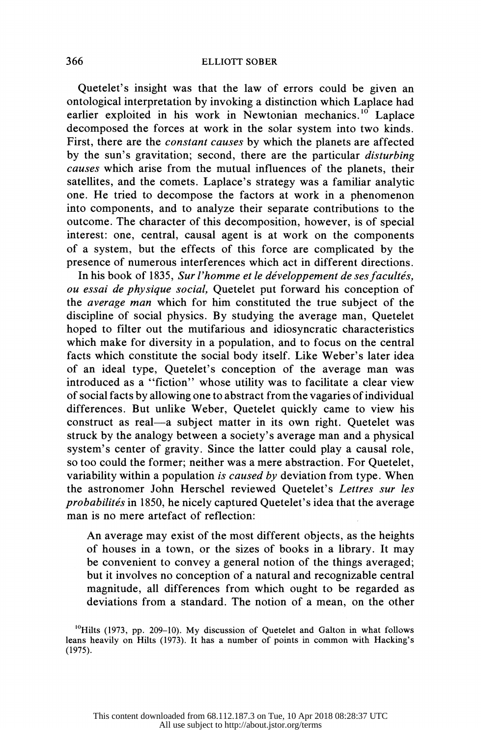Quetelet's insight was that the law of errors could be given an ontological interpretation by invoking a distinction which Laplace had earlier exploited in his work in Newtonian mechanics.[10] Laplace decomposed the forces at work in the solar system into two kinds. First, there are the *constant causes* by which the planets are affected by the sun's gravitation; second, there are the particular *disturbing causes* which arise from the mutual influences of the planets, their satellites, and the comets. Laplace's strategy was a familiar analytic one. He tried to decompose the factors at work in a phenomenon into components, and to analyze their separate contributions to the outcome. The character of this decomposition, however, is of special interest: one, central, causal agent is at work on the components of a system, but the effects of this force are complicated by the presence of numerous interferences which act in different directions.

In his book of 1835, *Sur l'homme et le développement de ses facultés, ou essai de physique social,* Quetelet put forward his conception of the *average man* which for him constituted the true subject of the discipline of social physics. By studying the average man, Quetelet hoped to filter out the mutifarious and idiosyncratic characteristics which make for diversity in a population, and to focus on the central facts which constitute the social body itself. Like Weber's later idea of an ideal type, Quetelet's conception of the average man was introduced as a "fiction" whose utility was to facilitate a clear view of social facts by allowing one to abstract from the vagaries of individual differences. But unlike Weber, Quetelet quickly came to view his construct as real—a subject matter in its own right. Quetelet was struck by the analogy between a society's average man and a physical system's center of gravity. Since the latter could play a causal role, so too could the former; neither was a mere abstraction. For Quetelet, variability within a population *is caused by* deviation from type. When the astronomer John Herschel reviewed Quetelet's *Lettres sur les probabilités* in 1850, he nicely captured Quetelet's idea that the average man is no mere artefact of reflection:

> An average may exist of the most different objects, as the heights of houses in a town, or the sizes of books in a library. It may be convenient to convey a general notion of the things averaged; but it involves no conception of a natural and recognizable central magnitude, all differences from which ought to be regarded as deviations from a standard. The notion of a mean, on the other

[10] Hilts (1973, pp. 209–10). My discussion of Quetelet and Galton in what follows leans heavily on Hilts (1973). It has a number of points in common with Hacking's (1975).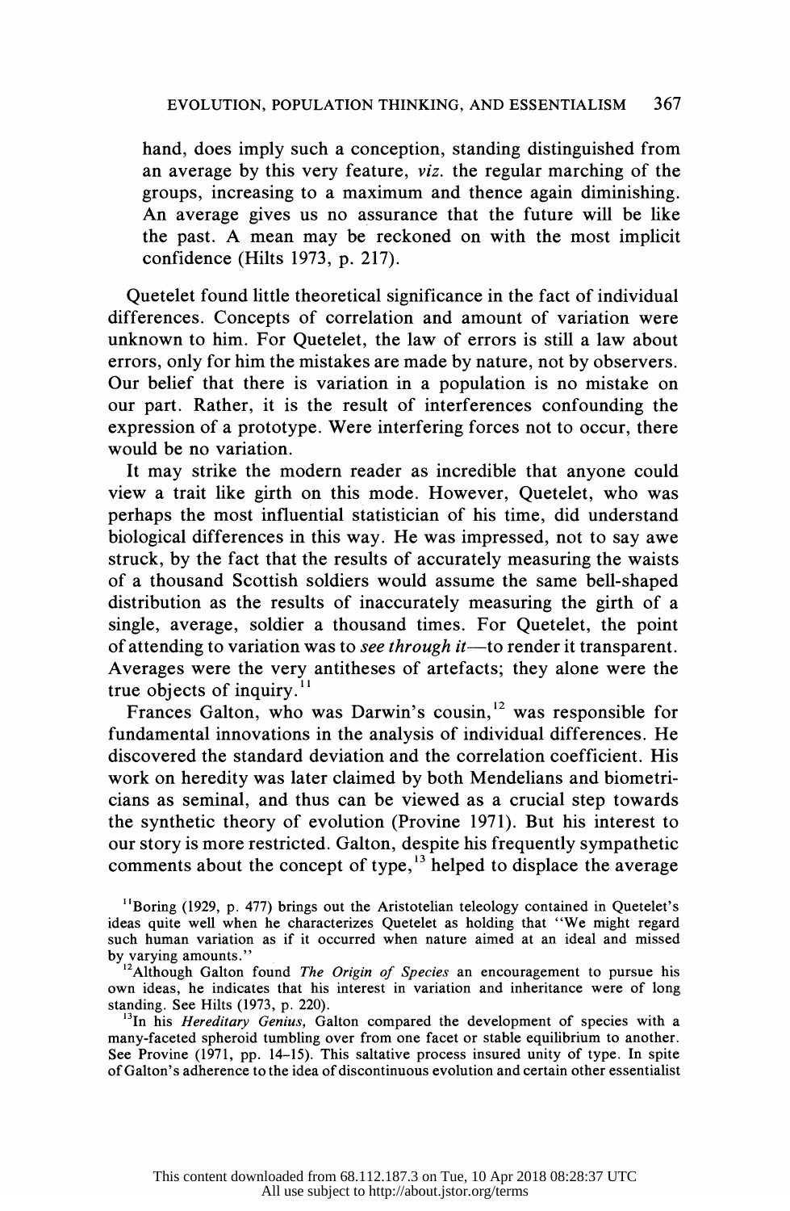hand, does imply such a conception, standing distinguished from an average by this very feature, *viz.* the regular marching of the groups, increasing to a maximum and thence again diminishing. An average gives us no assurance that the future will be like the past. A mean may be reckoned on with the most implicit confidence (Hilts 1973, p. 217).

Quetelet found little theoretical significance in the fact of individual differences. Concepts of correlation and amount of variation were unknown to him. For Quetelet, the law of errors is still a law about errors, only for him the mistakes are made by nature, not by observers. Our belief that there is variation in a population is no mistake on our part. Rather, it is the result of interferences confounding the expression of a prototype. Were interfering forces not to occur, there would be no variation.

It may strike the modern reader as incredible that anyone could view a trait like girth on this mode. However, Quetelet, who was perhaps the most influential statistician of his time, did understand biological differences in this way. He was impressed, not to say awe struck, by the fact that the results of accurately measuring the waists of a thousand Scottish soldiers would assume the same bell-shaped distribution as the results of inaccurately measuring the girth of a single, average, soldier a thousand times. For Quetelet, the point of attending to variation was to *see through it*—to render it transparent. Averages were the very antitheses of artefacts; they alone were the true objects of inquiry.[11]

Frances Galton, who was Darwin's cousin,[12] was responsible for fundamental innovations in the analysis of individual differences. He discovered the standard deviation and the correlation coefficient. His work on heredity was later claimed by both Mendelians and biometricians as seminal, and thus can be viewed as a crucial step towards the synthetic theory of evolution (Provine 1971). But his interest to our story is more restricted. Galton, despite his frequently sympathetic comments about the concept of type,[13] helped to displace the average

[11] Boring (1929, p. 477) brings out the Aristotelian teleology contained in Quetelet's ideas quite well when he characterizes Quetelet as holding that "We might regard such human variation as if it occurred when nature aimed at an ideal and missed by varying amounts."

[12] Although Galton found *The Origin of Species* an encouragement to pursue his own ideas, he indicates that his interest in variation and inheritance were of long standing. See Hilts (1973, p. 220).

[13] In his *Hereditary Genius*, Galton compared the development of species with a many-faceted spheroid tumbling over from one facet or stable equilibrium to another. See Provine (1971, pp. 14–15). This saltative process insured unity of type. In spite of Galton's adherence to the idea of discontinuous evolution and certain other essentialist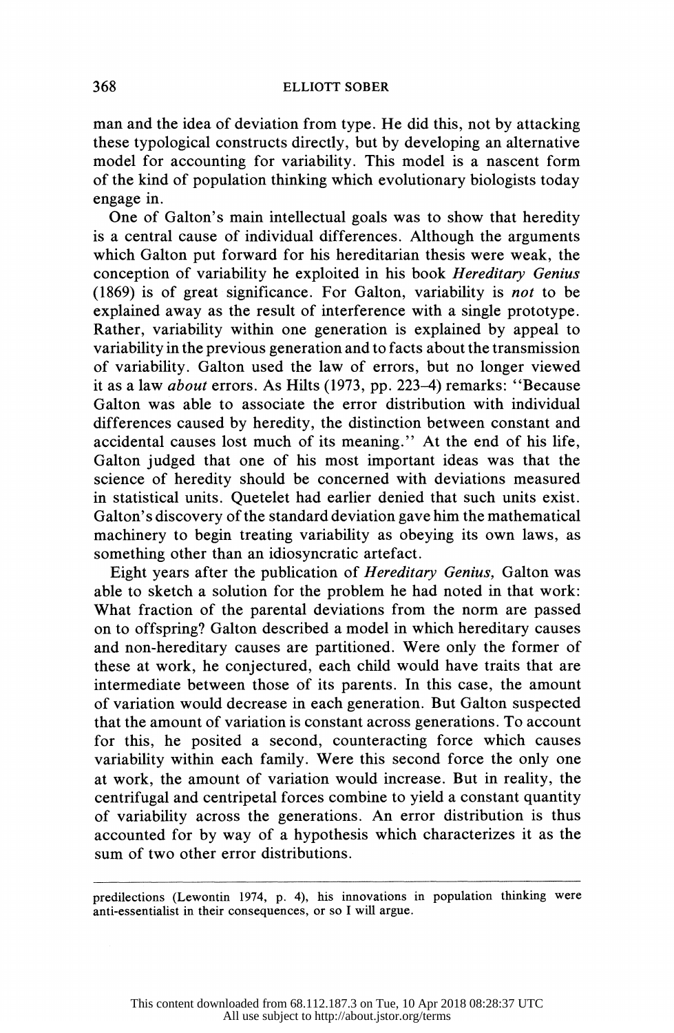man and the idea of deviation from type. He did this, not by attacking these typological constructs directly, but by developing an alternative model for accounting for variability. This model is a nascent form of the kind of population thinking which evolutionary biologists today engage in.

One of Galton's main intellectual goals was to show that heredity is a central cause of individual differences. Although the arguments which Galton put forward for his hereditarian thesis were weak, the conception of variability he exploited in his book *Hereditary Genius* (1869) is of great significance. For Galton, variability is *not* to be explained away as the result of interference with a single prototype. Rather, variability within one generation is explained by appeal to variability in the previous generation and to facts about the transmission of variability. Galton used the law of errors, but no longer viewed it as a law *about* errors. As Hilts (1973, pp. 223–4) remarks: "Because Galton was able to associate the error distribution with individual differences caused by heredity, the distinction between constant and accidental causes lost much of its meaning." At the end of his life, Galton judged that one of his most important ideas was that the science of heredity should be concerned with deviations measured in statistical units. Quetelet had earlier denied that such units exist. Galton's discovery of the standard deviation gave him the mathematical machinery to begin treating variability as obeying its own laws, as something other than an idiosyncratic artefact.

Eight years after the publication of *Hereditary Genius*, Galton was able to sketch a solution for the problem he had noted in that work: What fraction of the parental deviations from the norm are passed on to offspring? Galton described a model in which hereditary causes and non-hereditary causes are partitioned. Were only the former of these at work, he conjectured, each child would have traits that are intermediate between those of its parents. In this case, the amount of variation would decrease in each generation. But Galton suspected that the amount of variation is constant across generations. To account for this, he posited a second, counteracting force which causes variability within each family. Were this second force the only one at work, the amount of variation would increase. But in reality, the centrifugal and centripetal forces combine to yield a constant quantity of variability across the generations. An error distribution is thus accounted for by way of a hypothesis which characterizes it as the sum of two other error distributions.

---

predilections (Lewontin 1974, p. 4), his innovations in population thinking were anti-essentialist in their consequences, or so I will argue.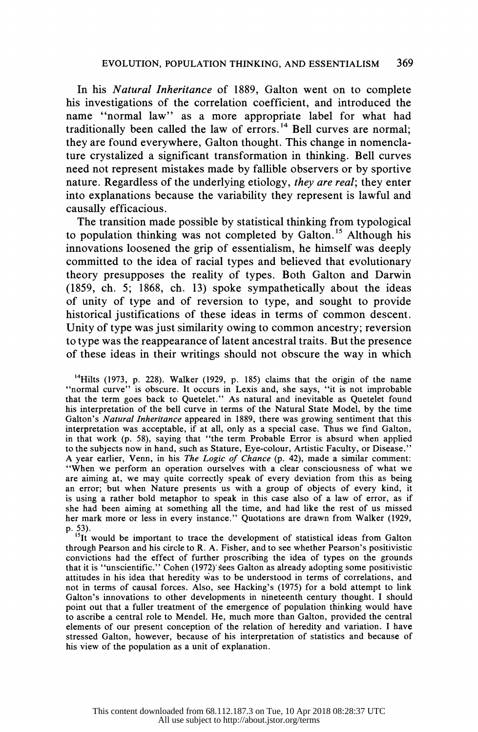In his *Natural Inheritance* of 1889, Galton went on to complete his investigations of the correlation coefficient, and introduced the name "normal law" as a more appropriate label for what had traditionally been called the law of errors.[14] Bell curves are normal; they are found everywhere, Galton thought. This change in nomenclature crystalized a significant transformation in thinking. Bell curves need not represent mistakes made by fallible observers or by sportive nature. Regardless of the underlying etiology, *they are real*; they enter into explanations because the variability they represent is lawful and causally efficacious.

The transition made possible by statistical thinking from typological to population thinking was not completed by Galton.[15] Although his innovations loosened the grip of essentialism, he himself was deeply committed to the idea of racial types and believed that evolutionary theory presupposes the reality of types. Both Galton and Darwin (1859, ch. 5; 1868, ch. 13) spoke sympathetically about the ideas of unity of type and of reversion to type, and sought to provide historical justifications of these ideas in terms of common descent. Unity of type was just similarity owing to common ancestry; reversion to type was the reappearance of latent ancestral traits. But the presence of these ideas in their writings should not obscure the way in which

[14] Hilts (1973, p. 228). Walker (1929, p. 185) claims that the origin of the name "normal curve" is obscure. It occurs in Lexis and, she says, "it is not improbable that the term goes back to Quetelet." As natural and inevitable as Quetelet found his interpretation of the bell curve in terms of the Natural State Model, by the time Galton's *Natural Inheritance* appeared in 1889, there was growing sentiment that this interpretation was acceptable, if at all, only as a special case. Thus we find Galton, in that work (p. 58), saying that "the term Probable Error is absurd when applied to the subjects now in hand, such as Stature, Eye-colour, Artistic Faculty, or Disease." A year earlier, Venn, in his *The Logic of Chance* (p. 42), made a similar comment: "When we perform an operation ourselves with a clear consciousness of what we are aiming at, we may quite correctly speak of every deviation from this as being an error; but when Nature presents us with a group of objects of every kind, it is using a rather bold metaphor to speak in this case also of a law of error, as if she had been aiming at something all the time, and had like the rest of us missed her mark more or less in every instance." Quotations are drawn from Walker (1929, p. 53).

[15] It would be important to trace the development of statistical ideas from Galton through Pearson and his circle to R. A. Fisher, and to see whether Pearson's positivistic convictions had the effect of further proscribing the idea of types on the grounds that it is "unscientific." Cohen (1972) sees Galton as already adopting some positivistic attitudes in his idea that heredity was to be understood in terms of correlations, and not in terms of causal forces. Also, see Hacking's (1975) for a bold attempt to link Galton's innovations to other developments in nineteenth century thought. I should point out that a fuller treatment of the emergence of population thinking would have to ascribe a central role to Mendel. He, much more than Galton, provided the central elements of our present conception of the relation of heredity and variation. I have stressed Galton, however, because of his interpretation of statistics and because of his view of the population as a unit of explanation.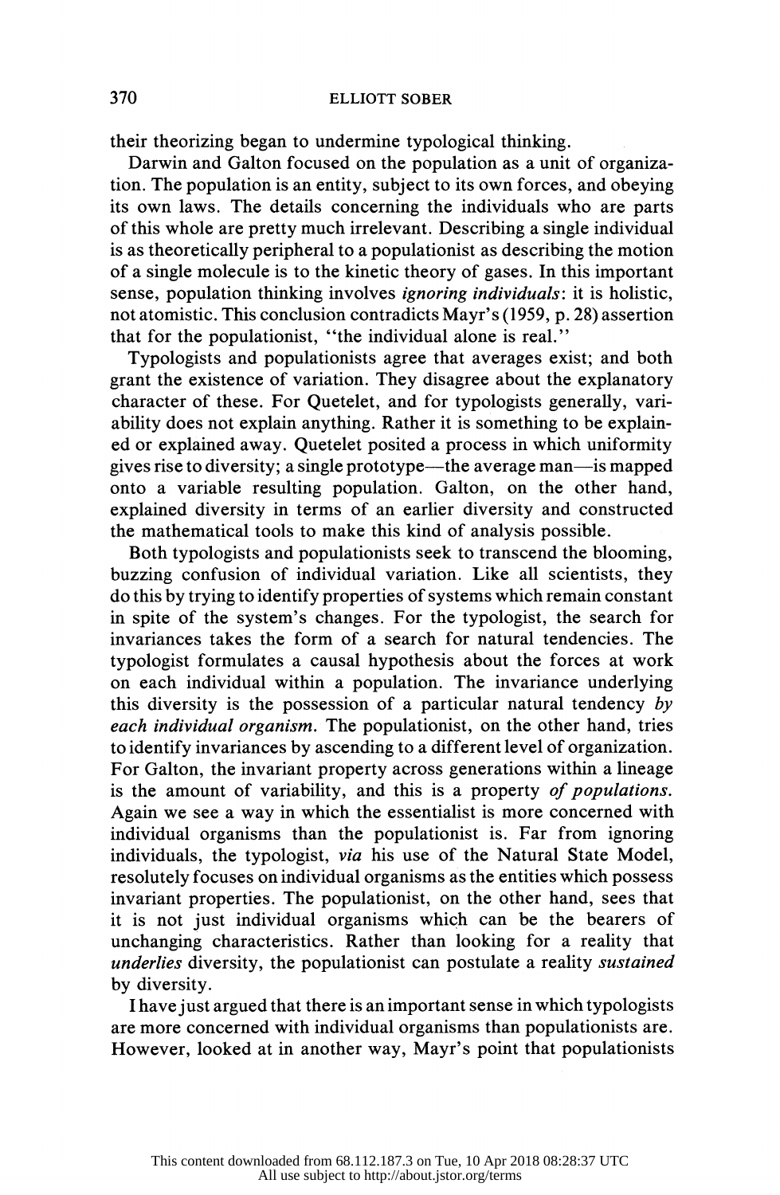their theorizing began to undermine typological thinking.

Darwin and Galton focused on the population as a unit of organization. The population is an entity, subject to its own forces, and obeying its own laws. The details concerning the individuals who are parts of this whole are pretty much irrelevant. Describing a single individual is as theoretically peripheral to a populationist as describing the motion of a single molecule is to the kinetic theory of gases. In this important sense, population thinking involves *ignoring individuals*: it is holistic, not atomistic. This conclusion contradicts Mayr's (1959, p. 28) assertion that for the populationist, "the individual alone is real."

Typologists and populationists agree that averages exist; and both grant the existence of variation. They disagree about the explanatory character of these. For Quetelet, and for typologists generally, variability does not explain anything. Rather it is something to be explained or explained away. Quetelet posited a process in which uniformity gives rise to diversity; a single prototype—the average man—is mapped onto a variable resulting population. Galton, on the other hand, explained diversity in terms of an earlier diversity and constructed the mathematical tools to make this kind of analysis possible.

Both typologists and populationists seek to transcend the blooming, buzzing confusion of individual variation. Like all scientists, they do this by trying to identify properties of systems which remain constant in spite of the system's changes. For the typologist, the search for invariances takes the form of a search for natural tendencies. The typologist formulates a causal hypothesis about the forces at work on each individual within a population. The invariance underlying this diversity is the possession of a particular natural tendency *by each individual organism*. The populationist, on the other hand, tries to identify invariances by ascending to a different level of organization. For Galton, the invariant property across generations within a lineage is the amount of variability, and this is a property *of populations*. Again we see a way in which the essentialist is more concerned with individual organisms than the populationist is. Far from ignoring individuals, the typologist, *via* his use of the Natural State Model, resolutely focuses on individual organisms as the entities which possess invariant properties. The populationist, on the other hand, sees that it is not just individual organisms which can be the bearers of unchanging characteristics. Rather than looking for a reality that *underlies* diversity, the populationist can postulate a reality *sustained* by diversity.

I have just argued that there is an important sense in which typologists are more concerned with individual organisms than populationists are. However, looked at in another way, Mayr's point that populationists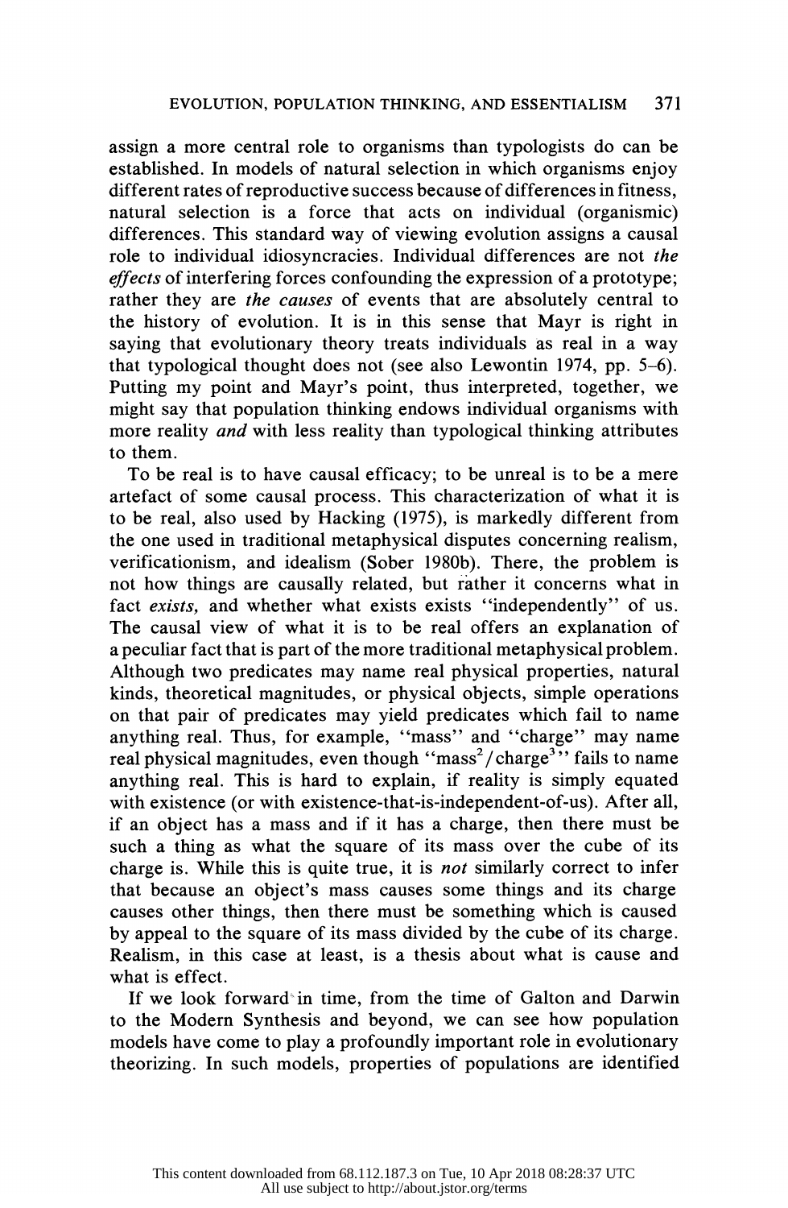assign a more central role to organisms than typologists do can be established. In models of natural selection in which organisms enjoy different rates of reproductive success because of differences in fitness, natural selection is a force that acts on individual (organismic) differences. This standard way of viewing evolution assigns a causal role to individual idiosyncracies. Individual differences are not *the effects* of interfering forces confounding the expression of a prototype; rather they are *the causes* of events that are absolutely central to the history of evolution. It is in this sense that Mayr is right in saying that evolutionary theory treats individuals as real in a way that typological thought does not (see also Lewontin 1974, pp. 5–6). Putting my point and Mayr's point, thus interpreted, together, we might say that population thinking endows individual organisms with more reality *and* with less reality than typological thinking attributes to them.

To be real is to have causal efficacy; to be unreal is to be a mere artefact of some causal process. This characterization of what it is to be real, also used by Hacking (1975), is markedly different from the one used in traditional metaphysical disputes concerning realism, verificationism, and idealism (Sober 1980b). There, the problem is not how things are causally related, but rather it concerns what in fact *exists*, and whether what exists exists "independently" of us. The causal view of what it is to be real offers an explanation of a peculiar fact that is part of the more traditional metaphysical problem. Although two predicates may name real physical properties, natural kinds, theoretical magnitudes, or physical objects, simple operations on that pair of predicates may yield predicates which fail to name anything real. Thus, for example, "mass" and "charge" may name real physical magnitudes, even though "$mass^2/charge^3$" fails to name anything real. This is hard to explain, if reality is simply equated with existence (or with existence-that-is-independent-of-us). After all, if an object has a mass and if it has a charge, then there must be such a thing as what the square of its mass over the cube of its charge is. While this is quite true, it is *not* similarly correct to infer that because an object's mass causes some things and its charge causes other things, then there must be something which is caused by appeal to the square of its mass divided by the cube of its charge. Realism, in this case at least, is a thesis about what is cause and what is effect.

If we look forward in time, from the time of Galton and Darwin to the Modern Synthesis and beyond, we can see how population models have come to play a profoundly important role in evolutionary theorizing. In such models, properties of populations are identified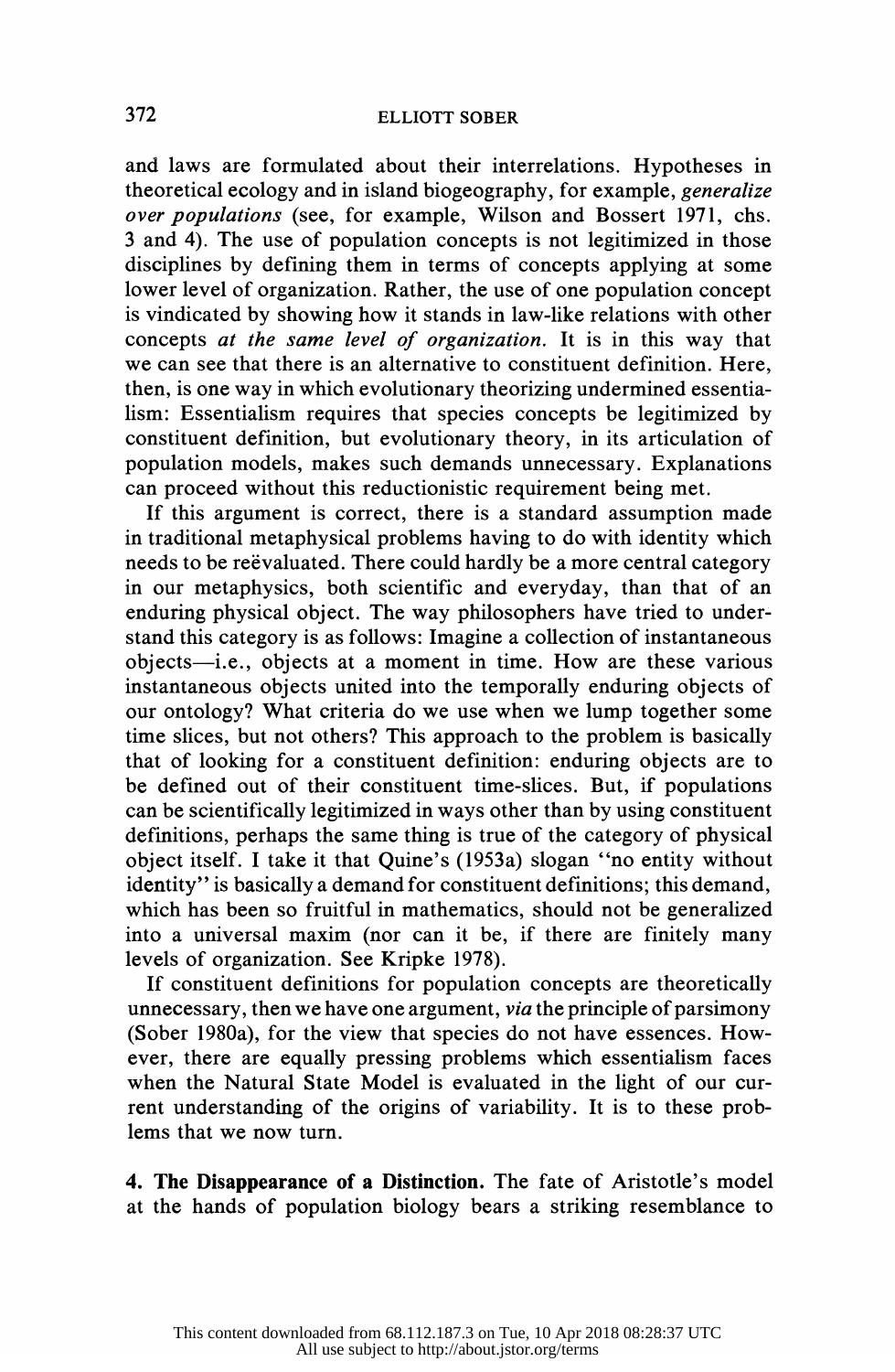and laws are formulated about their interrelations. Hypotheses in theoretical ecology and in island biogeography, for example, *generalize over populations* (see, for example, Wilson and Bossert 1971, chs. 3 and 4). The use of population concepts is not legitimized in those disciplines by defining them in terms of concepts applying at some lower level of organization. Rather, the use of one population concept is vindicated by showing how it stands in law-like relations with other concepts *at the same level of organization.* It is in this way that we can see that there is an alternative to constituent definition. Here, then, is one way in which evolutionary theorizing undermined essentialism: Essentialism requires that species concepts be legitimized by constituent definition, but evolutionary theory, in its articulation of population models, makes such demands unnecessary. Explanations can proceed without this reductionistic requirement being met.

If this argument is correct, there is a standard assumption made in traditional metaphysical problems having to do with identity which needs to be reëvaluated. There could hardly be a more central category in our metaphysics, both scientific and everyday, than that of an enduring physical object. The way philosophers have tried to understand this category is as follows: Imagine a collection of instantaneous objects—i.e., objects at a moment in time. How are these various instantaneous objects united into the temporally enduring objects of our ontology? What criteria do we use when we lump together some time slices, but not others? This approach to the problem is basically that of looking for a constituent definition: enduring objects are to be defined out of their constituent time-slices. But, if populations can be scientifically legitimized in ways other than by using constituent definitions, perhaps the same thing is true of the category of physical object itself. I take it that Quine's (1953a) slogan "no entity without identity" is basically a demand for constituent definitions; this demand, which has been so fruitful in mathematics, should not be generalized into a universal maxim (nor can it be, if there are finitely many levels of organization. See Kripke 1978).

If constituent definitions for population concepts are theoretically unnecessary, then we have one argument, *via* the principle of parsimony (Sober 1980a), for the view that species do not have essences. However, there are equally pressing problems which essentialism faces when the Natural State Model is evaluated in the light of our current understanding of the origins of variability. It is to these problems that we now turn.

**4. The Disappearance of a Distinction.** The fate of Aristotle's model at the hands of population biology bears a striking resemblance to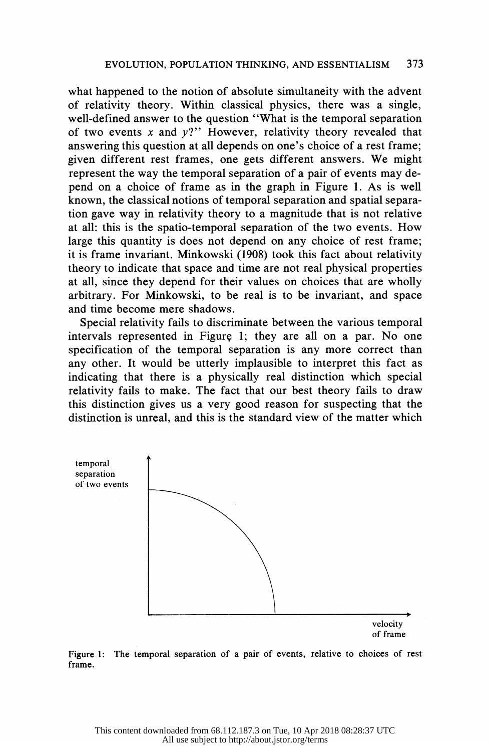what happened to the notion of absolute simultaneity with the advent of relativity theory. Within classical physics, there was a single, well-defined answer to the question "What is the temporal separation of two events $x$ and $y$?" However, relativity theory revealed that answering this question at all depends on one's choice of a rest frame; given different rest frames, one gets different answers. We might represent the way the temporal separation of a pair of events may depend on a choice of frame as in the graph in Figure 1. As is well known, the classical notions of temporal separation and spatial separation gave way in relativity theory to a magnitude that is not relative at all: this is the spatio-temporal separation of the two events. How large this quantity is does not depend on any choice of rest frame; it is frame invariant. Minkowski (1908) took this fact about relativity theory to indicate that space and time are not real physical properties at all, since they depend for their values on choices that are wholly arbitrary. For Minkowski, to be real is to be invariant, and space and time become mere shadows.

Special relativity fails to discriminate between the various temporal intervals represented in Figure 1; they are all on a par. No one specification of the temporal separation is any more correct than any other. It would be utterly implausible to interpret this fact as indicating that there is a physically real distinction which special relativity fails to make. The fact that our best theory fails to draw this distinction gives us a very good reason for suspecting that the distinction is unreal, and this is the standard view of the matter which

temporal separation of two events

velocity of frame

Figure 1: The temporal separation of a pair of events, relative to choices of rest frame.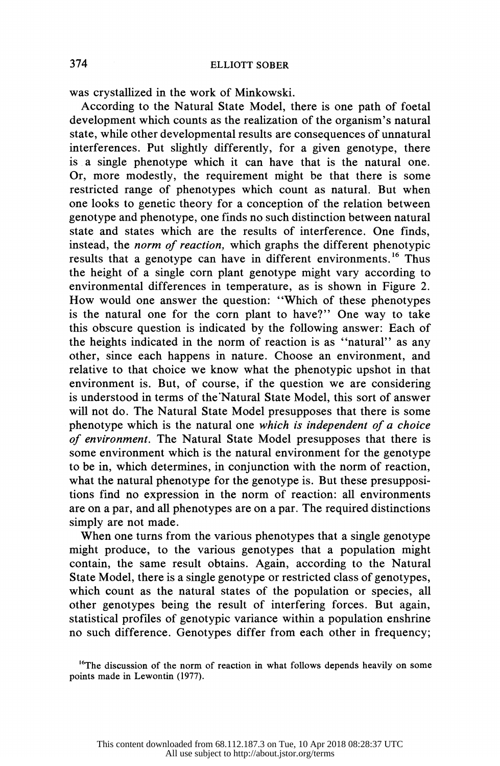was crystallized in the work of Minkowski.

According to the Natural State Model, there is one path of foetal development which counts as the realization of the organism's natural state, while other developmental results are consequences of unnatural interferences. Put slightly differently, for a given genotype, there is a single phenotype which it can have that is the natural one. Or, more modestly, the requirement might be that there is some restricted range of phenotypes which count as natural. But when one looks to genetic theory for a conception of the relation between genotype and phenotype, one finds no such distinction between natural state and states which are the results of interference. One finds, instead, the *norm of reaction*, which graphs the different phenotypic results that a genotype can have in different environments.[16] Thus the height of a single corn plant genotype might vary according to environmental differences in temperature, as is shown in Figure 2. How would one answer the question: "Which of these phenotypes is the natural one for the corn plant to have?" One way to take this obscure question is indicated by the following answer: Each of the heights indicated in the norm of reaction is as "natural" as any other, since each happens in nature. Choose an environment, and relative to that choice we know what the phenotypic upshot in that environment is. But, of course, if the question we are considering is understood in terms of the Natural State Model, this sort of answer will not do. The Natural State Model presupposes that there is some phenotype which is the natural one *which is independent of a choice of environment*. The Natural State Model presupposes that there is some environment which is the natural environment for the genotype to be in, which determines, in conjunction with the norm of reaction, what the natural phenotype for the genotype is. But these presuppositions find no expression in the norm of reaction: all environments are on a par, and all phenotypes are on a par. The required distinctions simply are not made.

When one turns from the various phenotypes that a single genotype might produce, to the various genotypes that a population might contain, the same result obtains. Again, according to the Natural State Model, there is a single genotype or restricted class of genotypes, which count as the natural states of the population or species, all other genotypes being the result of interfering forces. But again, statistical profiles of genotypic variance within a population enshrine no such difference. Genotypes differ from each other in frequency;

[16] The discussion of the norm of reaction in what follows depends heavily on some points made in Lewontin (1977).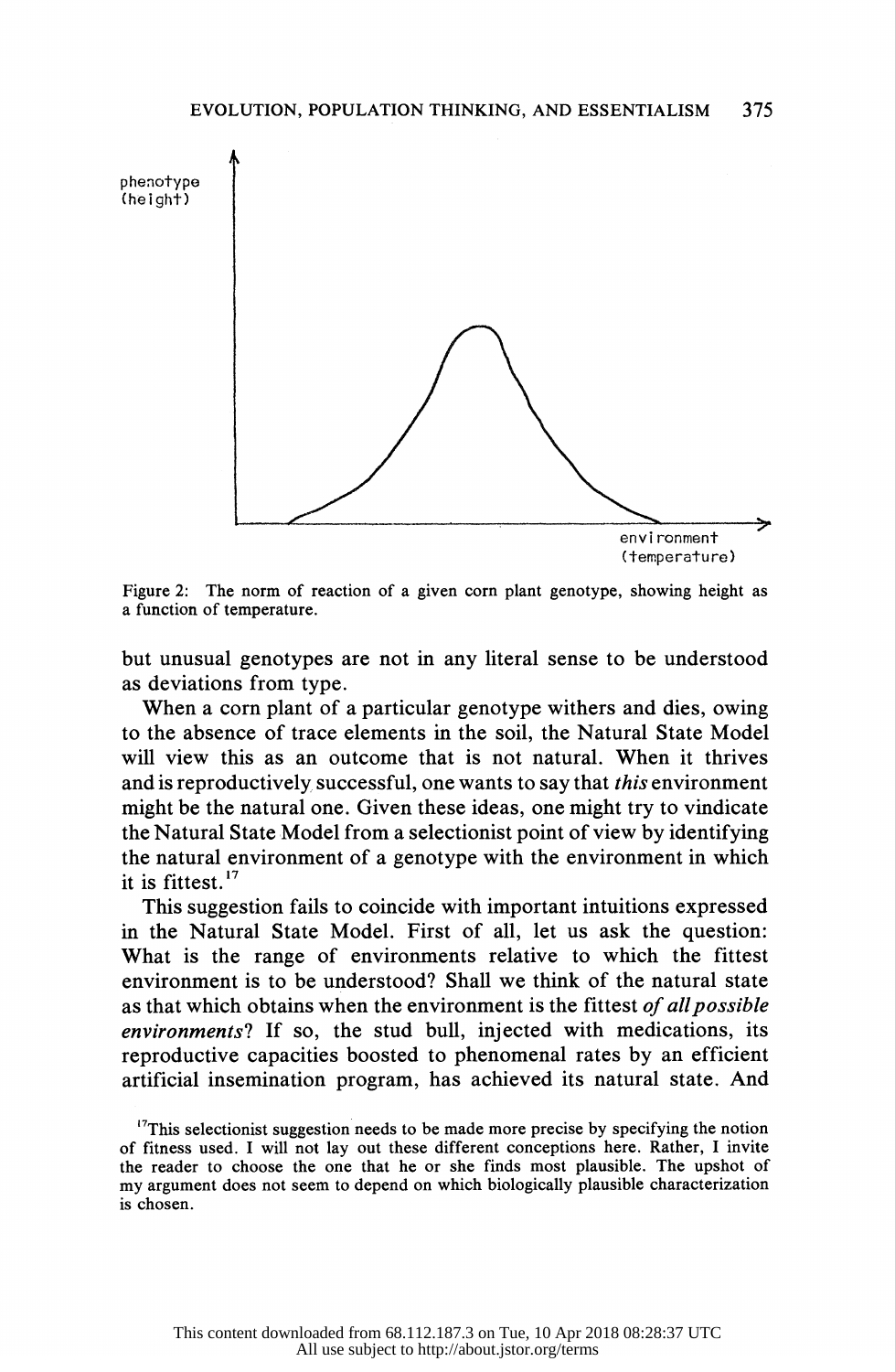Figure 2: The norm of reaction of a given corn plant genotype, showing height as a function of temperature.

but unusual genotypes are not in any literal sense to be understood as deviations from type.

When a corn plant of a particular genotype withers and dies, owing to the absence of trace elements in the soil, the Natural State Model will view this as an outcome that is not natural. When it thrives and is reproductively successful, one wants to say that *this* environment might be the natural one. Given these ideas, one might try to vindicate the Natural State Model from a selectionist point of view by identifying the natural environment of a genotype with the environment in which it is fittest.[17]

This suggestion fails to coincide with important intuitions expressed in the Natural State Model. First of all, let us ask the question: What is the range of environments relative to which the fittest environment is to be understood? Shall we think of the natural state as that which obtains when the environment is the fittest *of all possible environments*? If so, the stud bull, injected with medications, its reproductive capacities boosted to phenomenal rates by an efficient artificial insemination program, has achieved its natural state. And

[17] This selectionist suggestion needs to be made more precise by specifying the notion of fitness used. I will not lay out these different conceptions here. Rather, I invite the reader to choose the one that he or she finds most plausible. The upshot of my argument does not seem to depend on which biologically plausible characterization is chosen.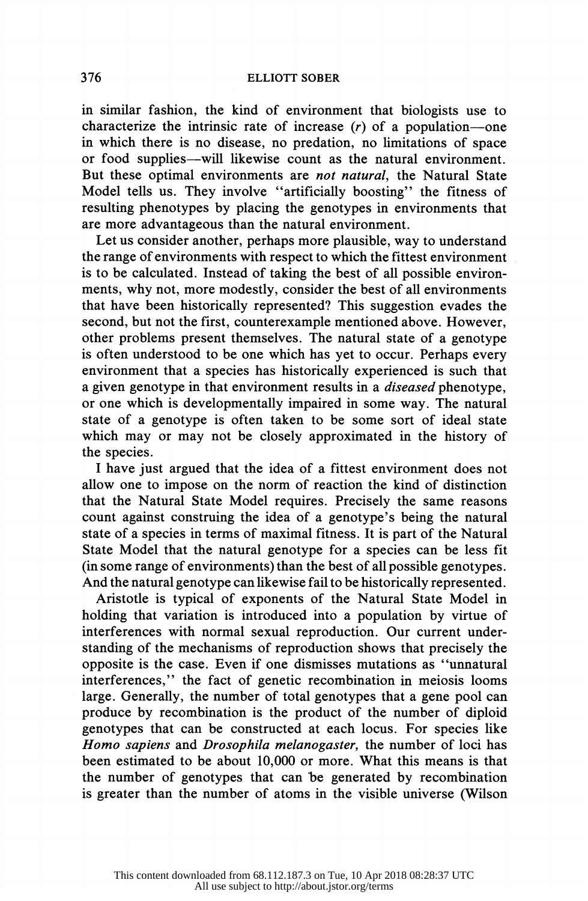in similar fashion, the kind of environment that biologists use to characterize the intrinsic rate of increase ($r$) of a population—one in which there is no disease, no predation, no limitations of space or food supplies—will likewise count as the natural environment. But these optimal environments are *not natural*, the Natural State Model tells us. They involve "artificially boosting" the fitness of resulting phenotypes by placing the genotypes in environments that are more advantageous than the natural environment.

Let us consider another, perhaps more plausible, way to understand the range of environments with respect to which the fittest environment is to be calculated. Instead of taking the best of all possible environments, why not, more modestly, consider the best of all environments that have been historically represented? This suggestion evades the second, but not the first, counterexample mentioned above. However, other problems present themselves. The natural state of a genotype is often understood to be one which has yet to occur. Perhaps every environment that a species has historically experienced is such that a given genotype in that environment results in a *diseased* phenotype, or one which is developmentally impaired in some way. The natural state of a genotype is often taken to be some sort of ideal state which may or may not be closely approximated in the history of the species.

I have just argued that the idea of a fittest environment does not allow one to impose on the norm of reaction the kind of distinction that the Natural State Model requires. Precisely the same reasons count against construing the idea of a genotype's being the natural state of a species in terms of maximal fitness. It is part of the Natural State Model that the natural genotype for a species can be less fit (in some range of environments) than the best of all possible genotypes. And the natural genotype can likewise fail to be historically represented.

Aristotle is typical of exponents of the Natural State Model in holding that variation is introduced into a population by virtue of interferences with normal sexual reproduction. Our current understanding of the mechanisms of reproduction shows that precisely the opposite is the case. Even if one dismisses mutations as "unnatural interferences," the fact of genetic recombination in meiosis looms large. Generally, the number of total genotypes that a gene pool can produce by recombination is the product of the number of diploid genotypes that can be constructed at each locus. For species like *Homo sapiens* and *Drosophila melanogaster*, the number of loci has been estimated to be about 10,000 or more. What this means is that the number of genotypes that can be generated by recombination is greater than the number of atoms in the visible universe (Wilson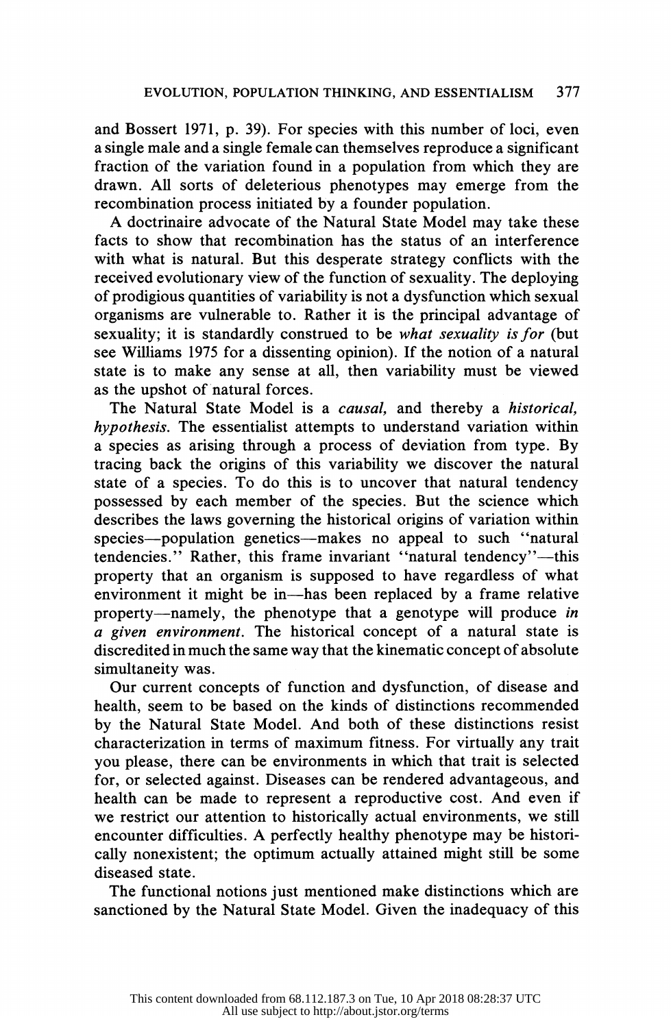and Bossert 1971, p. 39). For species with this number of loci, even a single male and a single female can themselves reproduce a significant fraction of the variation found in a population from which they are drawn. All sorts of deleterious phenotypes may emerge from the recombination process initiated by a founder population.

A doctrinaire advocate of the Natural State Model may take these facts to show that recombination has the status of an interference with what is natural. But this desperate strategy conflicts with the received evolutionary view of the function of sexuality. The deploying of prodigious quantities of variability is not a dysfunction which sexual organisms are vulnerable to. Rather it is the principal advantage of sexuality; it is standardly construed to be *what sexuality is for* (but see Williams 1975 for a dissenting opinion). If the notion of a natural state is to make any sense at all, then variability must be viewed as the upshot of natural forces.

The Natural State Model is a *causal,* and thereby a *historical, hypothesis.* The essentialist attempts to understand variation within a species as arising through a process of deviation from type. By tracing back the origins of this variability we discover the natural state of a species. To do this is to uncover that natural tendency possessed by each member of the species. But the science which describes the laws governing the historical origins of variation within species—population genetics—makes no appeal to such "natural tendencies." Rather, this frame invariant "natural tendency"—this property that an organism is supposed to have regardless of what environment it might be in—has been replaced by a frame relative property—namely, the phenotype that a genotype will produce *in a given environment.* The historical concept of a natural state is discredited in much the same way that the kinematic concept of absolute simultaneity was.

Our current concepts of function and dysfunction, of disease and health, seem to be based on the kinds of distinctions recommended by the Natural State Model. And both of these distinctions resist characterization in terms of maximum fitness. For virtually any trait you please, there can be environments in which that trait is selected for, or selected against. Diseases can be rendered advantageous, and health can be made to represent a reproductive cost. And even if we restrict our attention to historically actual environments, we still encounter difficulties. A perfectly healthy phenotype may be historically nonexistent; the optimum actually attained might still be some diseased state.

The functional notions just mentioned make distinctions which are sanctioned by the Natural State Model. Given the inadequacy of this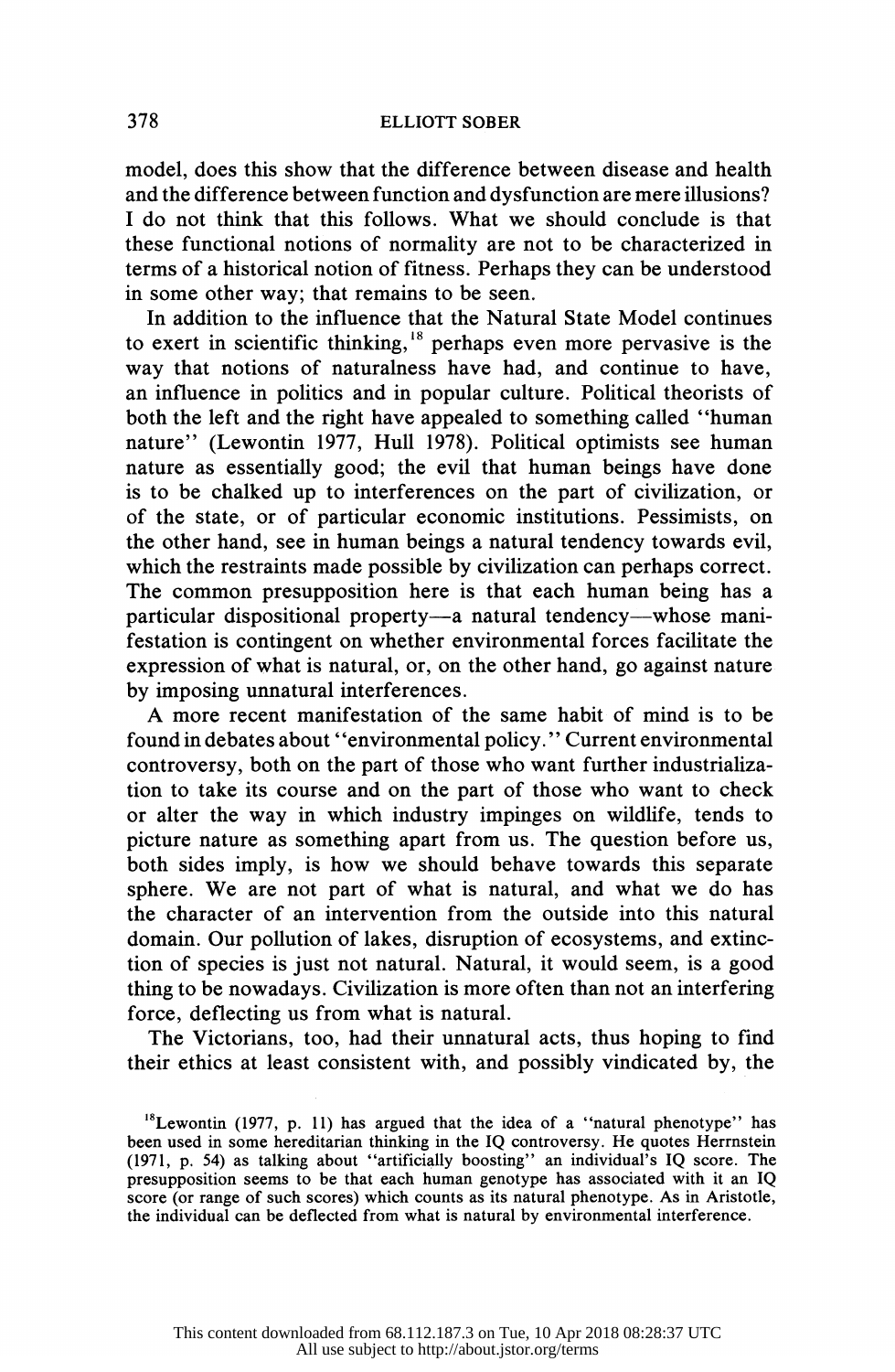model, does this show that the difference between disease and health and the difference between function and dysfunction are mere illusions? I do not think that this follows. What we should conclude is that these functional notions of normality are not to be characterized in terms of a historical notion of fitness. Perhaps they can be understood in some other way; that remains to be seen.

In addition to the influence that the Natural State Model continues to exert in scientific thinking,[18] perhaps even more pervasive is the way that notions of naturalness have had, and continue to have, an influence in politics and in popular culture. Political theorists of both the left and the right have appealed to something called "human nature" (Lewontin 1977, Hull 1978). Political optimists see human nature as essentially good; the evil that human beings have done is to be chalked up to interferences on the part of civilization, or of the state, or of particular economic institutions. Pessimists, on the other hand, see in human beings a natural tendency towards evil, which the restraints made possible by civilization can perhaps correct. The common presupposition here is that each human being has a particular dispositional property—a natural tendency—whose manifestation is contingent on whether environmental forces facilitate the expression of what is natural, or, on the other hand, go against nature by imposing unnatural interferences.

A more recent manifestation of the same habit of mind is to be found in debates about "environmental policy." Current environmental controversy, both on the part of those who want further industrialization to take its course and on the part of those who want to check or alter the way in which industry impinges on wildlife, tends to picture nature as something apart from us. The question before us, both sides imply, is how we should behave towards this separate sphere. We are not part of what is natural, and what we do has the character of an intervention from the outside into this natural domain. Our pollution of lakes, disruption of ecosystems, and extinction of species is just not natural. Natural, it would seem, is a good thing to be nowadays. Civilization is more often than not an interfering force, deflecting us from what is natural.

The Victorians, too, had their unnatural acts, thus hoping to find their ethics at least consistent with, and possibly vindicated by, the

[18] Lewontin (1977, p. 11) has argued that the idea of a "natural phenotype" has been used in some hereditarian thinking in the IQ controversy. He quotes Herrnstein (1971, p. 54) as talking about "artificially boosting" an individual's IQ score. The presupposition seems to be that each human genotype has associated with it an IQ score (or range of such scores) which counts as its natural phenotype. As in Aristotle, the individual can be deflected from what is natural by environmental interference.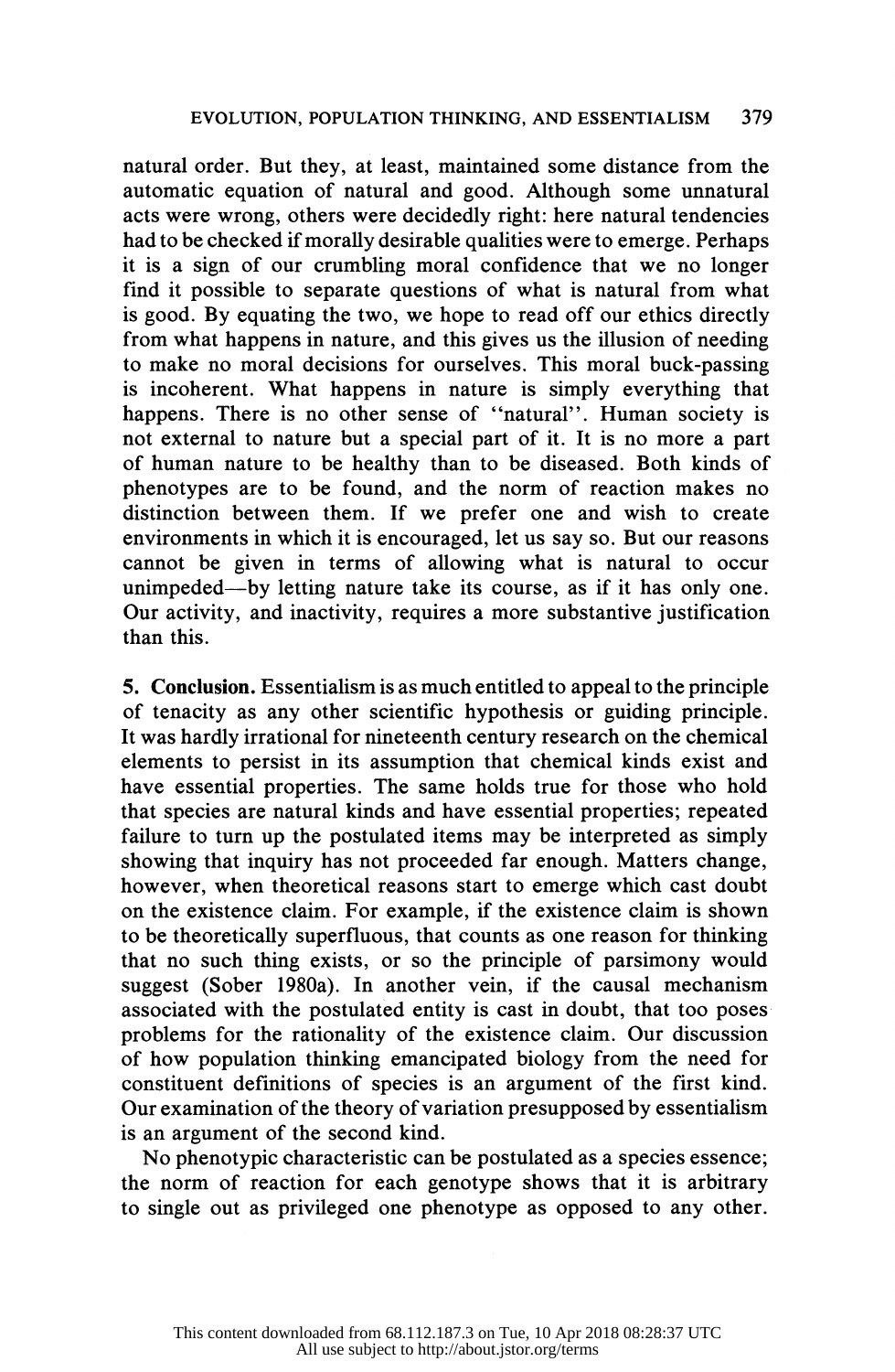natural order. But they, at least, maintained some distance from the automatic equation of natural and good. Although some unnatural acts were wrong, others were decidedly right: here natural tendencies had to be checked if morally desirable qualities were to emerge. Perhaps it is a sign of our crumbling moral confidence that we no longer find it possible to separate questions of what is natural from what is good. By equating the two, we hope to read off our ethics directly from what happens in nature, and this gives us the illusion of needing to make no moral decisions for ourselves. This moral buck-passing is incoherent. What happens in nature is simply everything that happens. There is no other sense of "natural". Human society is not external to nature but a special part of it. It is no more a part of human nature to be healthy than to be diseased. Both kinds of phenotypes are to be found, and the norm of reaction makes no distinction between them. If we prefer one and wish to create environments in which it is encouraged, let us say so. But our reasons cannot be given in terms of allowing what is natural to occur unimpeded—by letting nature take its course, as if it has only one. Our activity, and inactivity, requires a more substantive justification than this.

**5. Conclusion.** Essentialism is as much entitled to appeal to the principle of tenacity as any other scientific hypothesis or guiding principle. It was hardly irrational for nineteenth century research on the chemical elements to persist in its assumption that chemical kinds exist and have essential properties. The same holds true for those who hold that species are natural kinds and have essential properties; repeated failure to turn up the postulated items may be interpreted as simply showing that inquiry has not proceeded far enough. Matters change, however, when theoretical reasons start to emerge which cast doubt on the existence claim. For example, if the existence claim is shown to be theoretically superfluous, that counts as one reason for thinking that no such thing exists, or so the principle of parsimony would suggest (Sober 1980a). In another vein, if the causal mechanism associated with the postulated entity is cast in doubt, that too poses problems for the rationality of the existence claim. Our discussion of how population thinking emancipated biology from the need for constituent definitions of species is an argument of the first kind. Our examination of the theory of variation presupposed by essentialism is an argument of the second kind.

No phenotypic characteristic can be postulated as a species essence; the norm of reaction for each genotype shows that it is arbitrary to single out as privileged one phenotype as opposed to any other.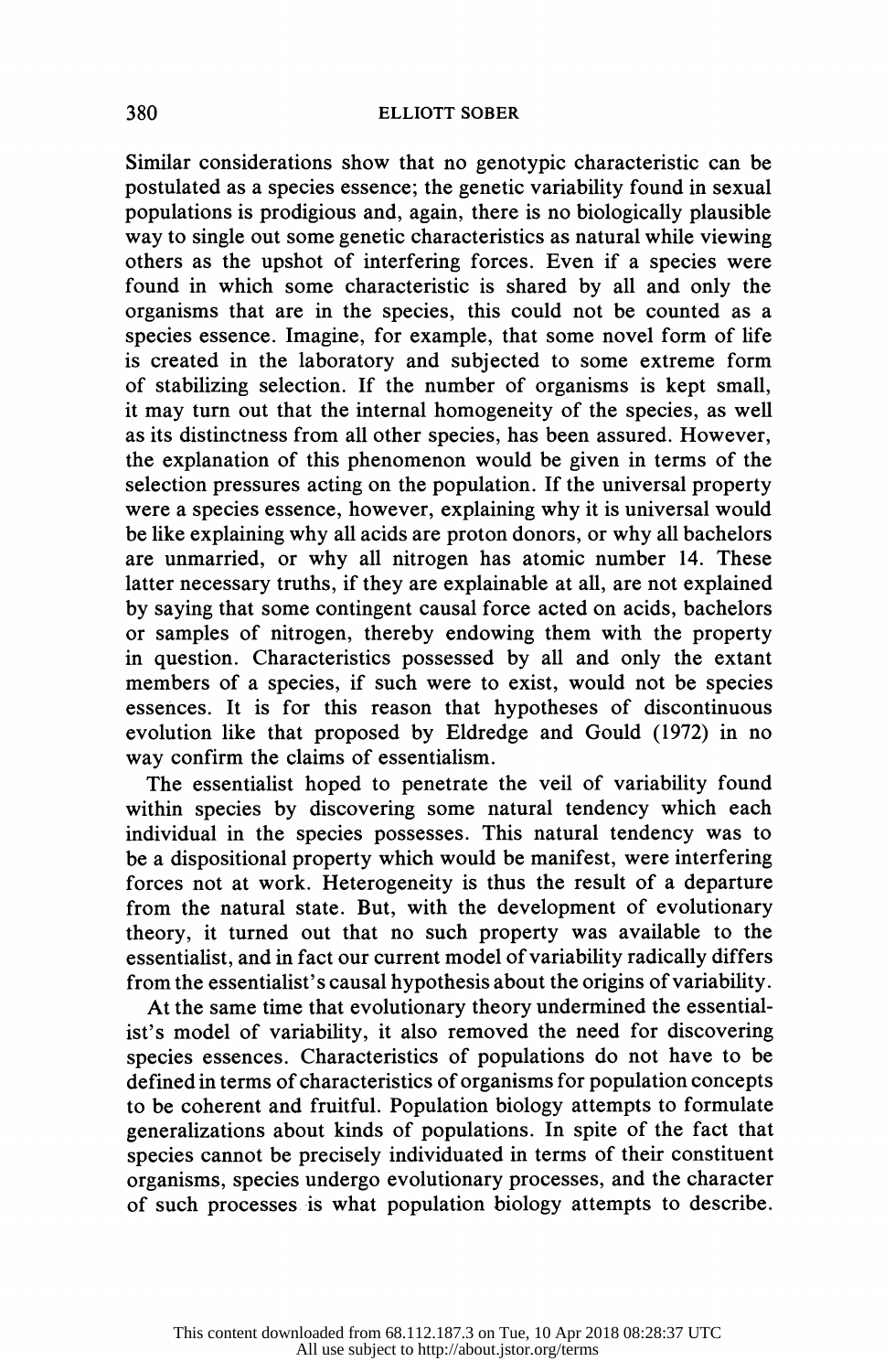Similar considerations show that no genotypic characteristic can be postulated as a species essence; the genetic variability found in sexual populations is prodigious and, again, there is no biologically plausible way to single out some genetic characteristics as natural while viewing others as the upshot of interfering forces. Even if a species were found in which some characteristic is shared by all and only the organisms that are in the species, this could not be counted as a species essence. Imagine, for example, that some novel form of life is created in the laboratory and subjected to some extreme form of stabilizing selection. If the number of organisms is kept small, it may turn out that the internal homogeneity of the species, as well as its distinctness from all other species, has been assured. However, the explanation of this phenomenon would be given in terms of the selection pressures acting on the population. If the universal property were a species essence, however, explaining why it is universal would be like explaining why all acids are proton donors, or why all bachelors are unmarried, or why all nitrogen has atomic number 14. These latter necessary truths, if they are explainable at all, are not explained by saying that some contingent causal force acted on acids, bachelors or samples of nitrogen, thereby endowing them with the property in question. Characteristics possessed by all and only the extant members of a species, if such were to exist, would not be species essences. It is for this reason that hypotheses of discontinuous evolution like that proposed by Eldredge and Gould (1972) in no way confirm the claims of essentialism.

The essentialist hoped to penetrate the veil of variability found within species by discovering some natural tendency which each individual in the species possesses. This natural tendency was to be a dispositional property which would be manifest, were interfering forces not at work. Heterogeneity is thus the result of a departure from the natural state. But, with the development of evolutionary theory, it turned out that no such property was available to the essentialist, and in fact our current model of variability radically differs from the essentialist's causal hypothesis about the origins of variability.

At the same time that evolutionary theory undermined the essentialist's model of variability, it also removed the need for discovering species essences. Characteristics of populations do not have to be defined in terms of characteristics of organisms for population concepts to be coherent and fruitful. Population biology attempts to formulate generalizations about kinds of populations. In spite of the fact that species cannot be precisely individuated in terms of their constituent organisms, species undergo evolutionary processes, and the character of such processes is what population biology attempts to describe.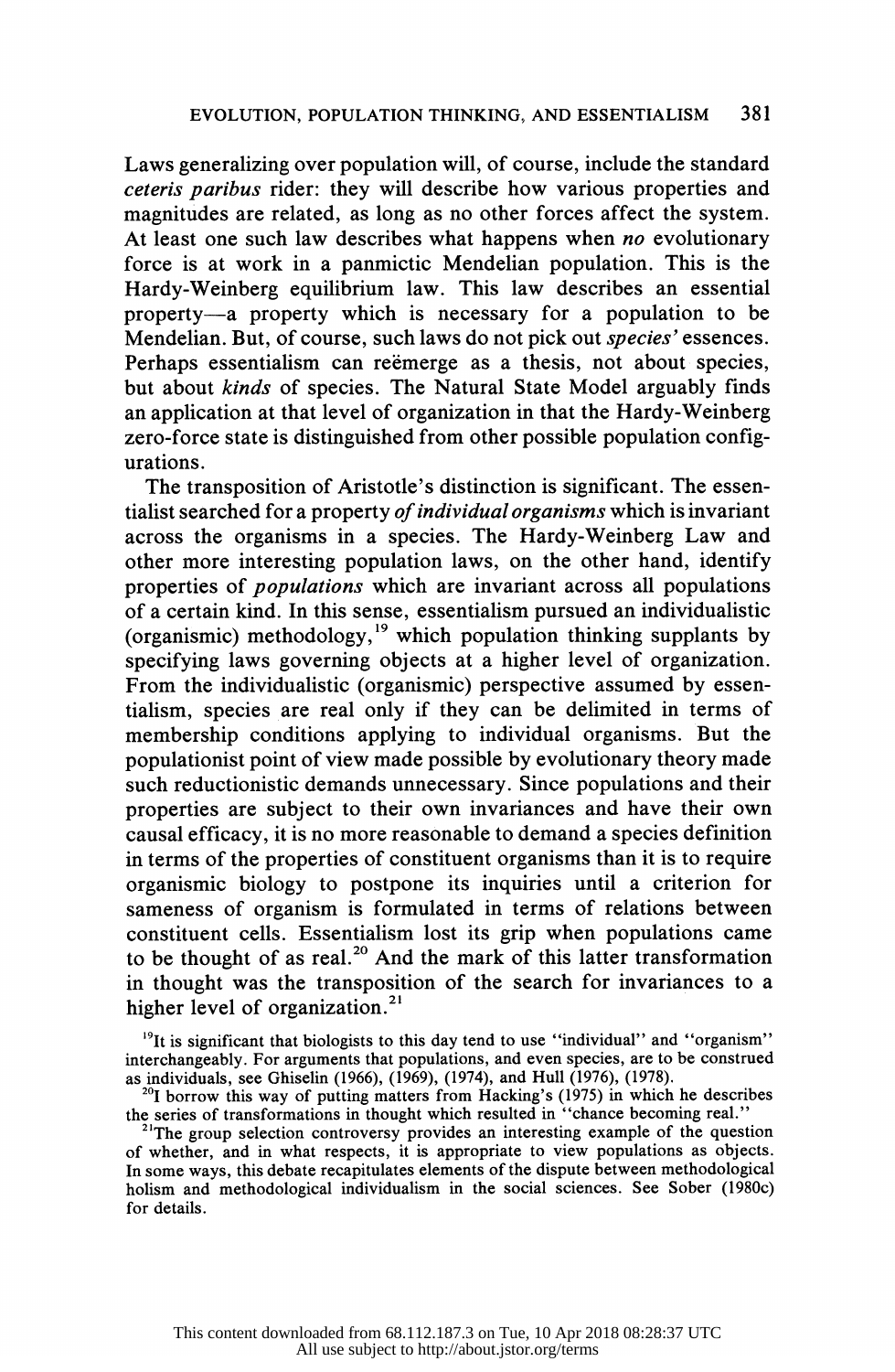Laws generalizing over population will, of course, include the standard *ceteris paribus* rider: they will describe how various properties and magnitudes are related, as long as no other forces affect the system. At least one such law describes what happens when *no* evolutionary force is at work in a panmictic Mendelian population. This is the Hardy-Weinberg equilibrium law. This law describes an essential property—a property which is necessary for a population to be Mendelian. But, of course, such laws do not pick out *species'* essences. Perhaps essentialism can reëmerge as a thesis, not about species, but about *kinds* of species. The Natural State Model arguably finds an application at that level of organization in that the Hardy-Weinberg zero-force state is distinguished from other possible population configurations.

The transposition of Aristotle's distinction is significant. The essentialist searched for a property *of individual organisms* which is invariant across the organisms in a species. The Hardy-Weinberg Law and other more interesting population laws, on the other hand, identify properties of *populations* which are invariant across all populations of a certain kind. In this sense, essentialism pursued an individualistic (organismic) methodology,[19] which population thinking supplants by specifying laws governing objects at a higher level of organization. From the individualistic (organismic) perspective assumed by essentialism, species are real only if they can be delimited in terms of membership conditions applying to individual organisms. But the populationist point of view made possible by evolutionary theory made such reductionistic demands unnecessary. Since populations and their properties are subject to their own invariances and have their own causal efficacy, it is no more reasonable to demand a species definition in terms of the properties of constituent organisms than it is to require organismic biology to postpone its inquiries until a criterion for sameness of organism is formulated in terms of relations between constituent cells. Essentialism lost its grip when populations came to be thought of as real.[20] And the mark of this latter transformation in thought was the transposition of the search for invariances to a higher level of organization.[21]

[19]It is significant that biologists to this day tend to use "individual" and "organism" interchangeably. For arguments that populations, and even species, are to be construed as individuals, see Ghiselin (1966), (1969), (1974), and Hull (1976), (1978).

[20]I borrow this way of putting matters from Hacking's (1975) in which he describes the series of transformations in thought which resulted in "chance becoming real."

[21]The group selection controversy provides an interesting example of the question of whether, and in what respects, it is appropriate to view populations as objects. In some ways, this debate recapitulates elements of the dispute between methodological holism and methodological individualism in the social sciences. See Sober (1980c) for details.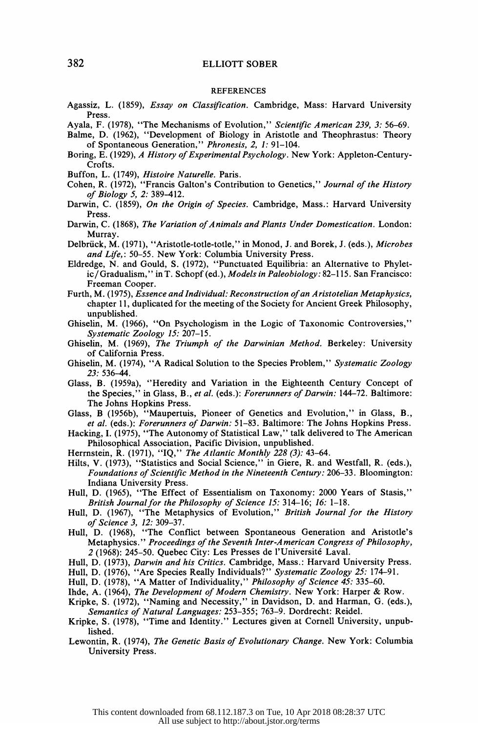## REFERENCES

Agassiz, L. (1859), *Essay on Classification*. Cambridge, Mass: Harvard University Press.

Ayala, F. (1978), "The Mechanisms of Evolution," *Scientific American 239, 3:* 56–69.

Balme, D. (1962), "Development of Biology in Aristotle and Theophrastus: Theory of Spontaneous Generation," *Phronesis, 2, 1:* 91–104.

Boring, E. (1929), *A History of Experimental Psychology*. New York: Appleton-Century-Crofts.

Buffon, L. (1749), *Histoire Naturelle*. Paris.

Cohen, R. (1972), "Francis Galton's Contribution to Genetics," *Journal of the History of Biology 5, 2:* 389–412.

Darwin, C. (1859), *On the Origin of Species*. Cambridge, Mass.: Harvard University Press.

Darwin, C. (1868), *The Variation of Animals and Plants Under Domestication*. London: Murray.

Delbrück, M. (1971), "Aristotle-totle-totle," in Monod, J. and Borek, J. (eds.), *Microbes and Life,*: 50–55. New York: Columbia University Press.

Eldredge, N. and Gould, S. (1972), "Punctuated Equilibria: an Alternative to Phyletic/Gradualism," in T. Schopf (ed.), *Models in Paleobiology:* 82–115. San Francisco: Freeman Cooper.

Furth, M. (1975), *Essence and Individual: Reconstruction of an Aristotelian Metaphysics*, chapter 11, duplicated for the meeting of the Society for Ancient Greek Philosophy, unpublished.

Ghiselin, M. (1966), "On Psychologism in the Logic of Taxonomic Controversies," *Systematic Zoology 15:* 207–15.

Ghiselin, M. (1969), *The Triumph of the Darwinian Method*. Berkeley: University of California Press.

Ghiselin, M. (1974), "A Radical Solution to the Species Problem," *Systematic Zoology 23:* 536–44.

Glass, B. (1959a), "Heredity and Variation in the Eighteenth Century Concept of the Species," in Glass, B., *et al.* (eds.): *Forerunners of Darwin:* 144–72. Baltimore: The Johns Hopkins Press.

Glass, B (1956b), "Maupertuis, Pioneer of Genetics and Evolution," in Glass, B., *et al.* (eds.): *Forerunners of Darwin:* 51–83. Baltimore: The Johns Hopkins Press.

Hacking, I. (1975), "The Autonomy of Statistical Law," talk delivered to The American Philosophical Association, Pacific Division, unpublished.

Herrnstein, R. (1971), "IQ," *The Atlantic Monthly 228 (3):* 43–64.

Hilts, V. (1973), "Statistics and Social Science," in Giere, R. and Westfall, R. (eds.), *Foundations of Scientific Method in the Nineteenth Century:* 206–33. Bloomington: Indiana University Press.

Hull, D. (1965), "The Effect of Essentialism on Taxonomy: 2000 Years of Stasis," *British Journal for the Philosophy of Science 15:* 314–16; *16:* 1–18.

Hull, D. (1967), "The Metaphysics of Evolution," *British Journal for the History of Science 3, 12:* 309–37.

Hull, D. (1968), "The Conflict between Spontaneous Generation and Aristotle's Metaphysics." *Proceedings of the Seventh Inter-American Congress of Philosophy, 2* (1968): 245–50. Quebec City: Les Presses de l'Université Laval.

Hull, D. (1973), *Darwin and his Critics*. Cambridge, Mass.: Harvard University Press.

Hull, D. (1976), "Are Species Really Individuals?" *Systematic Zoology 25:* 174–91.

Hull, D. (1978), "A Matter of Individuality," *Philosophy of Science 45:* 335–60.

Ihde, A. (1964), *The Development of Modern Chemistry*. New York: Harper & Row.

Kripke, S. (1972), "Naming and Necessity," in Davidson, D. and Harman, G. (eds.), *Semantics of Natural Languages:* 253–355; 763–9. Dordrecht: Reidel.

Kripke, S. (1978), "Time and Identity." Lectures given at Cornell University, unpublished.

Lewontin, R. (1974), *The Genetic Basis of Evolutionary Change*. New York: Columbia University Press.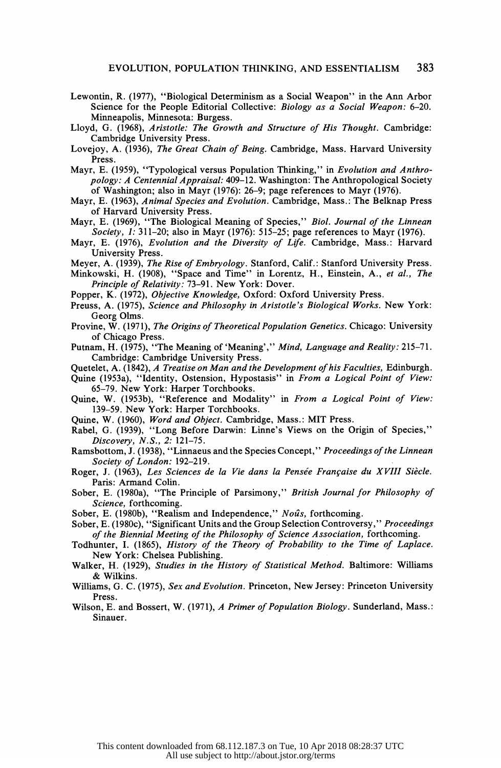Lewontin, R. (1977), "Biological Determinism as a Social Weapon" in the Ann Arbor Science for the People Editorial Collective: *Biology as a Social Weapon:* 6–20. Minneapolis, Minnesota: Burgess.

Lloyd, G. (1968), *Aristotle: The Growth and Structure of His Thought.* Cambridge: Cambridge University Press.

Lovejoy, A. (1936), *The Great Chain of Being.* Cambridge, Mass. Harvard University Press.

Mayr, E. (1959), "Typological versus Population Thinking," in *Evolution and Anthropology: A Centennial Appraisal:* 409–12. Washington: The Anthropological Society of Washington; also in Mayr (1976): 26–9; page references to Mayr (1976).

Mayr, E. (1963), *Animal Species and Evolution.* Cambridge, Mass.: The Belknap Press of Harvard University Press.

Mayr, E. (1969), "The Biological Meaning of Species," *Biol. Journal of the Linnean Society, 1:* 311–20; also in Mayr (1976): 515–25; page references to Mayr (1976).

Mayr, E. (1976), *Evolution and the Diversity of Life.* Cambridge, Mass.: Harvard University Press.

Meyer, A. (1939), *The Rise of Embryology.* Stanford, Calif.: Stanford University Press.

Minkowski, H. (1908), "Space and Time" in Lorentz, H., Einstein, A., *et al., The Principle of Relativity:* 73–91. New York: Dover.

Popper, K. (1972), *Objective Knowledge,* Oxford: Oxford University Press.

Preuss, A. (1975), *Science and Philosophy in Aristotle's Biological Works.* New York: Georg Olms.

Provine, W. (1971), *The Origins of Theoretical Population Genetics.* Chicago: University of Chicago Press.

Putnam, H. (1975), "The Meaning of 'Meaning'," *Mind, Language and Reality:* 215–71. Cambridge: Cambridge University Press.

Quetelet, A. (1842), *A Treatise on Man and the Development of his Faculties,* Edinburgh.

Quine (1953a), "Identity, Ostension, Hypostasis" in *From a Logical Point of View:* 65–79. New York: Harper Torchbooks.

Quine, W. (1953b), "Reference and Modality" in *From a Logical Point of View:* 139–59. New York: Harper Torchbooks.

Quine, W. (1960), *Word and Object.* Cambridge, Mass.: MIT Press.

Rabel, G. (1939), "Long Before Darwin: Linne's Views on the Origin of Species," *Discovery, N.S., 2:* 121–75.

Ramsbottom, J. (1938), "Linnaeus and the Species Concept," *Proceedings of the Linnean Society of London:* 192–219.

Roger, J. (1963), *Les Sciences de la Vie dans la Pensée Française du XVIII Siècle.* Paris: Armand Colin.

Sober, E. (1980a), "The Principle of Parsimony," *British Journal for Philosophy of Science,* forthcoming.

Sober, E. (1980b), "Realism and Independence," *Noûs,* forthcoming.

Sober, E. (1980c), "Significant Units and the Group Selection Controversy," *Proceedings of the Biennial Meeting of the Philosophy of Science Association,* forthcoming.

Todhunter, I. (1865), *History of the Theory of Probability to the Time of Laplace.* New York: Chelsea Publishing.

Walker, H. (1929), *Studies in the History of Statistical Method.* Baltimore: Williams & Wilkins.

Williams, G. C. (1975), *Sex and Evolution.* Princeton, New Jersey: Princeton University Press.

Wilson, E. and Bossert, W. (1971), *A Primer of Population Biology.* Sunderland, Mass.: Sinauer.